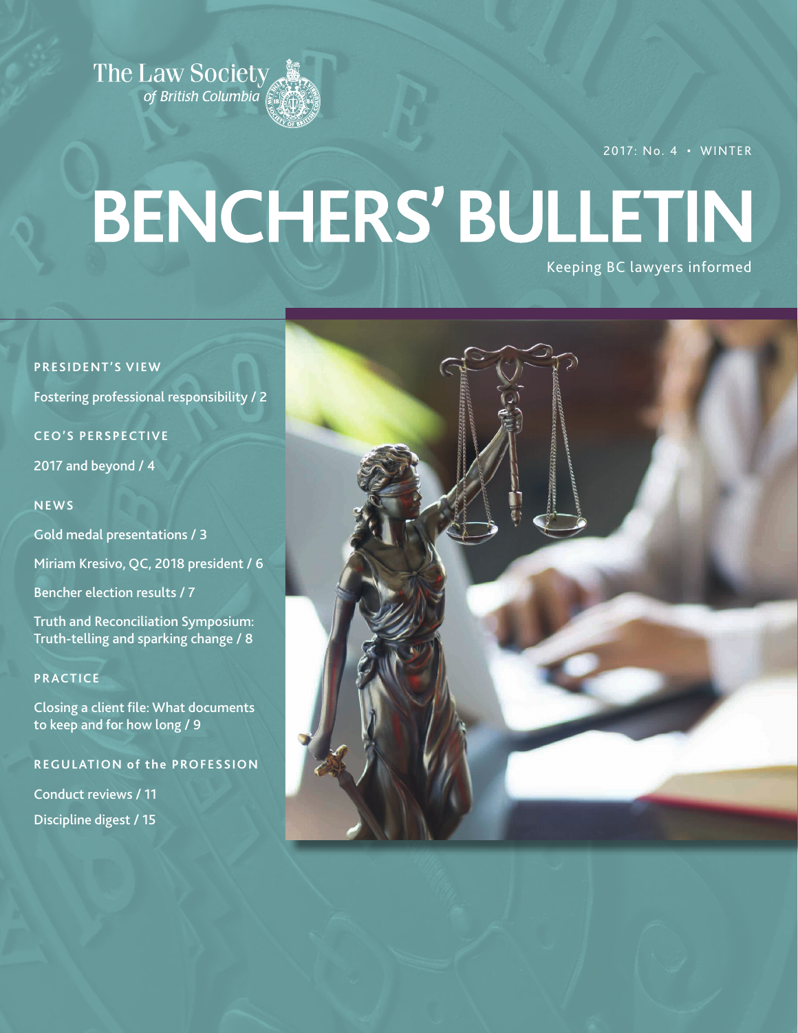The Law Society *of British Columbia*

2017: No. 4 • WINTER

# BENCHERS' BULLETIN

Keeping BC lawyers informed

**PRESIDENT'S VIEW**

Fostering professional responsibility / 2

**CEO'S PERSPECTIVE**

2017 and beyond / 4

**NEWS**

Gold medal presentations / 3

Miriam Kresivo, QC, 2018 president / 6

Bencher election results / 7

Truth and Reconciliation Symposium: Truth-telling and sparking change / 8

**PRACTICE**

Closing a client file: What documents to keep and for how long / 9

**REGULATION of the PROFESSION**

Conduct reviews / 11

Discipline digest / 15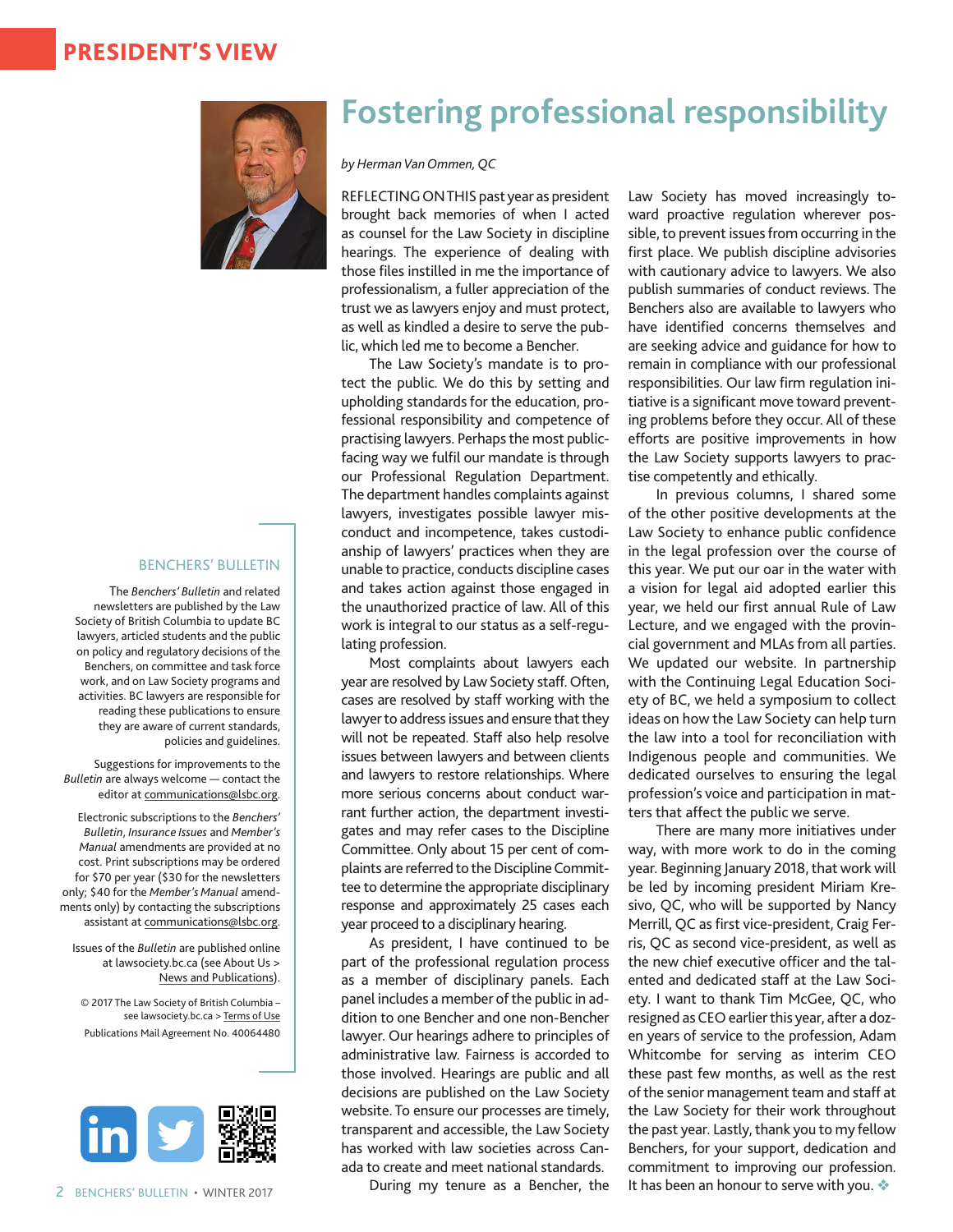# PRESIDENT'S VIEW

## Fostering professional responsibility

*by Herman Van Ommen, QC*

REFLECTING ON THIS past year as president brought back memories of when I acted as counsel for the Law Society in discipline hearings. The experience of dealing with those files instilled in me the importance of professionalism, a fuller appreciation of the trust we as lawyers enjoy and must protect, as well as kindled a desire to serve the public, which led me to become a Bencher.

The Law Society's mandate is to protect the public. We do this by setting and upholding standards for the education, professional responsibility and competence of practising lawyers. Perhaps the most public-facing way we fulfil our mandate is through our Professional Regulation Department. The department handles complaints against lawyers, investigates possible lawyer misconduct and incompetence, takes custodianship of lawyers' practices when they are unable to practice, conducts discipline cases and takes action against those engaged in the unauthorized practice of law. All of this work is integral to our status as a self-regulating profession.

Most complaints about lawyers each year are resolved by Law Society staff. Often, cases are resolved by staff working with the lawyer to address issues and ensure that they will not be repeated. Staff also help resolve issues between lawyers and between clients and lawyers to restore relationships. Where more serious concerns about conduct warrant further action, the department investigates and may refer cases to the Discipline Committee. Only about 15 per cent of complaints are referred to the Discipline Committee to determine the appropriate disciplinary response and approximately 25 cases each year proceed to a disciplinary hearing.

As president, I have continued to be part of the professional regulation process as a member of disciplinary panels. Each panel includes a member of the public in addition to one Bencher and one non-Bencher lawyer. Our hearings adhere to principles of administrative law. Fairness is accorded to those involved. Hearings are public and all decisions are published on the Law Society website. To ensure our processes are timely, transparent and accessible, the Law Society has worked with law societies across Canada to create and meet national standards.

During my tenure as a Bencher, the Law Society has moved increasingly toward proactive regulation wherever possible, to prevent issues from occurring in the first place. We publish discipline advisories with cautionary advice to lawyers. We also publish summaries of conduct reviews. The Benchers also are available to lawyers who have identified concerns themselves and are seeking advice and guidance for how to remain in compliance with our professional responsibilities. Our law firm regulation initiative is a significant move toward preventing problems before they occur. All of these efforts are positive improvements in how the Law Society supports lawyers to practise competently and ethically.

In previous columns, I shared some of the other positive developments at the Law Society to enhance public confidence in the legal profession over the course of this year. We put our oar in the water with a vision for legal aid adopted earlier this year, we held our first annual Rule of Law Lecture, and we engaged with the provincial government and MLAs from all parties. We updated our website. In partnership with the Continuing Legal Education Society of BC, we held a symposium to collect ideas on how the Law Society can help turn the law into a tool for reconciliation with Indigenous people and communities. We dedicated ourselves to ensuring the legal profession's voice and participation in matters that affect the public we serve.

There are many more initiatives under way, with more work to do in the coming year. Beginning January 2018, that work will be led by incoming president Miriam Kresivo, QC, who will be supported by Nancy Merrill, QC as first vice-president, Craig Ferris, QC as second vice-president, as well as the new chief executive officer and the talented and dedicated staff at the Law Society. I want to thank Tim McGee, QC, who resigned as CEO earlier this year, after a dozen years of service to the profession, Adam Whitcombe for serving as interim CEO these past few months, as well as the rest of the senior management team and staff at the Law Society for their work throughout the past year. Lastly, thank you to my fellow Benchers, for your support, dedication and commitment to improving our profession. It has been an honour to serve with you. ❖

---

### BENCHERS' BULLETIN

The *Benchers' Bulletin* and related newsletters are published by the Law Society of British Columbia to update BC lawyers, articled students and the public on policy and regulatory decisions of the Benchers, on committee and task force work, and on Law Society programs and activities. BC lawyers are responsible for reading these publications to ensure they are aware of current standards, policies and guidelines.

Suggestions for improvements to the *Bulletin* are always welcome — contact the editor at communications@lsbc.org.

Electronic subscriptions to the *Benchers' Bulletin*, *Insurance Issues* and *Member's Manual* amendments are provided at no cost. Print subscriptions may be ordered for $70 per year ($30 for the newsletters only; $40 for the *Member's Manual* amendments only) by contacting the subscriptions assistant at communications@lsbc.org.

Issues of the *Bulletin* are published online at lawsociety.bc.ca (see About Us > News and Publications).

© 2017 The Law Society of British Columbia – see lawsociety.bc.ca > Terms of Use

Publications Mail Agreement No. 40064480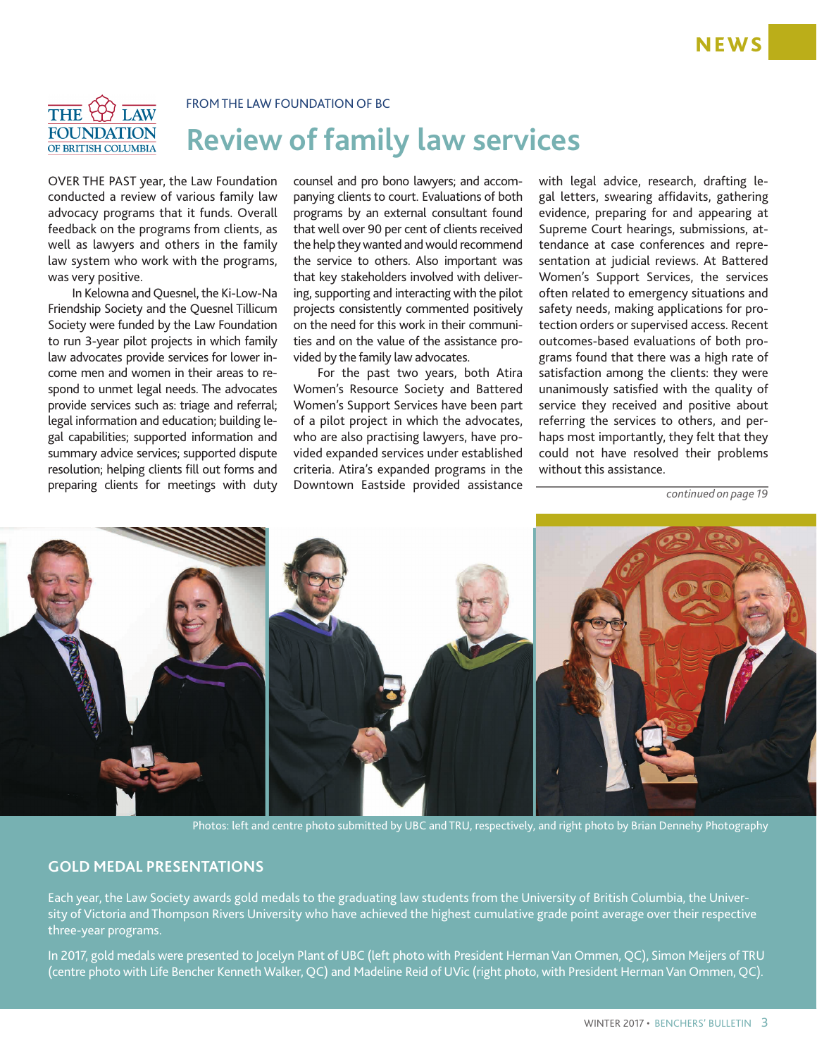FROM THE LAW FOUNDATION OF BC

# Review of family law services

OVER THE PAST year, the Law Foundation conducted a review of various family law advocacy programs that it funds. Overall feedback on the programs from clients, as well as lawyers and others in the family law system who work with the programs, was very positive.

In Kelowna and Quesnel, the Ki-Low-Na Friendship Society and the Quesnel Tillicum Society were funded by the Law Foundation to run 3-year pilot projects in which family law advocates provide services for lower income men and women in their areas to respond to unmet legal needs. The advocates provide services such as: triage and referral; legal information and education; building legal capabilities; supported information and summary advice services; supported dispute resolution; helping clients fill out forms and preparing clients for meetings with duty counsel and pro bono lawyers; and accompanying clients to court. Evaluations of both programs by an external consultant found that well over 90 per cent of clients received the help they wanted and would recommend the service to others. Also important was that key stakeholders involved with delivering, supporting and interacting with the pilot projects consistently commented positively on the need for this work in their communities and on the value of the assistance provided by the family law advocates.

For the past two years, both Atira Women's Resource Society and Battered Women's Support Services have been part of a pilot project in which the advocates, who are also practising lawyers, have provided expanded services under established criteria. Atira's expanded programs in the Downtown Eastside provided assistance with legal advice, research, drafting legal letters, swearing affidavits, gathering evidence, preparing for and appearing at Supreme Court hearings, submissions, attendance at case conferences and representation at judicial reviews. At Battered Women's Support Services, the services often related to emergency situations and safety needs, making applications for protection orders or supervised access. Recent outcomes-based evaluations of both programs found that there was a high rate of satisfaction among the clients: they were unanimously satisfied with the quality of service they received and positive about referring the services to others, and perhaps most importantly, they felt that they could not have resolved their problems without this assistance.

*continued on page 19*

Photos: left and centre photo submitted by UBC and TRU, respectively, and right photo by Brian Dennehy Photography

## GOLD MEDAL PRESENTATIONS

Each year, the Law Society awards gold medals to the graduating law students from the University of British Columbia, the University of Victoria and Thompson Rivers University who have achieved the highest cumulative grade point average over their respective three-year programs.

In 2017, gold medals were presented to Jocelyn Plant of UBC (left photo with President Herman Van Ommen, QC), Simon Meijers of TRU (centre photo with Life Bencher Kenneth Walker, QC) and Madeline Reid of UVic (right photo, with President Herman Van Ommen, QC).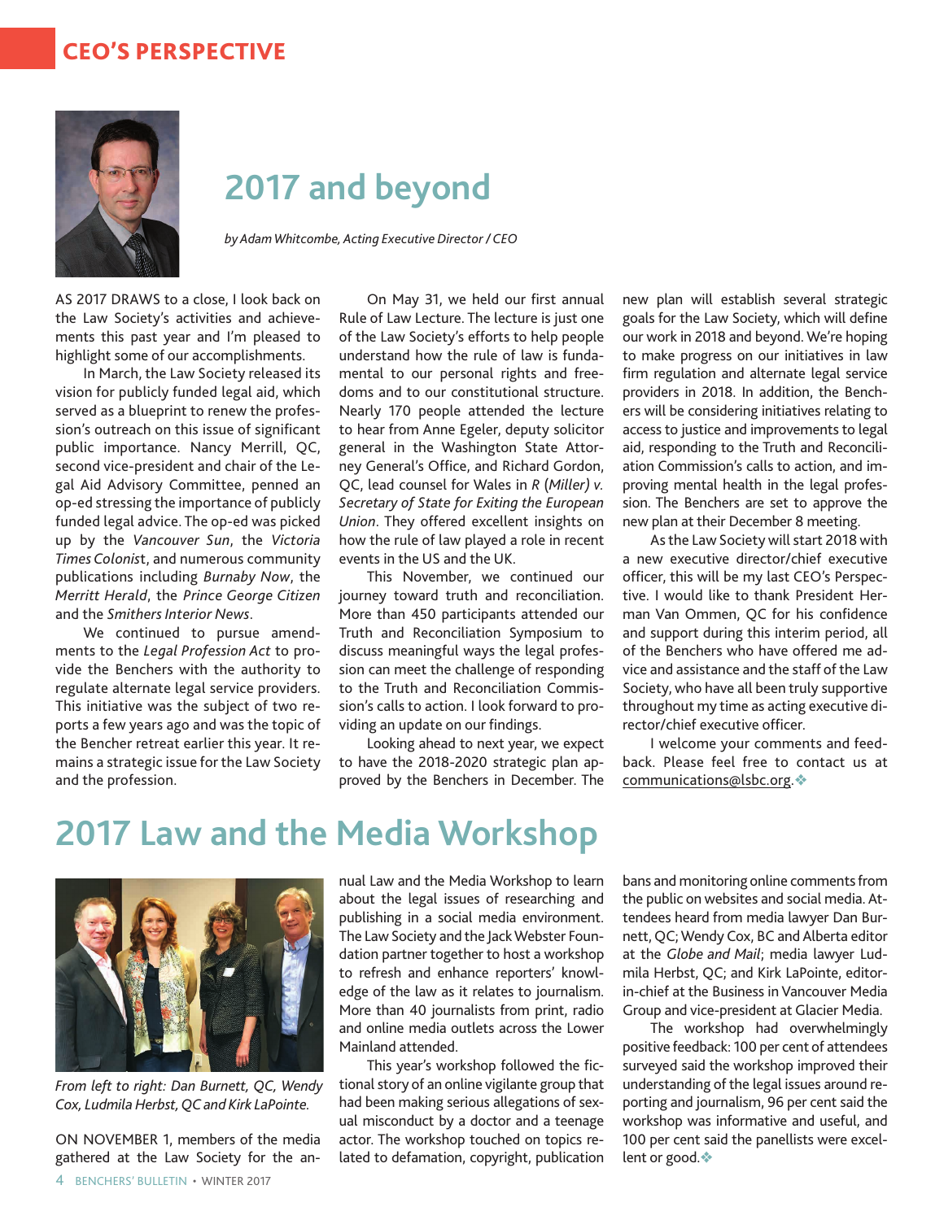## CEO'S PERSPECTIVE

# 2017 and beyond

*by Adam Whitcombe, Acting Executive Director / CEO*

AS 2017 DRAWS to a close, I look back on the Law Society's activities and achievements this past year and I'm pleased to highlight some of our accomplishments.

In March, the Law Society released its vision for publicly funded legal aid, which served as a blueprint to renew the profession's outreach on this issue of significant public importance. Nancy Merrill, QC, second vice-president and chair of the Legal Aid Advisory Committee, penned an op-ed stressing the importance of publicly funded legal advice. The op-ed was picked up by the *Vancouver Sun*, the *Victoria Times Colonist*, and numerous community publications including *Burnaby Now*, the *Merritt Herald*, the *Prince George Citizen* and the *Smithers Interior News*.

We continued to pursue amendments to the *Legal Profession Act* to provide the Benchers with the authority to regulate alternate legal service providers. This initiative was the subject of two reports a few years ago and was the topic of the Bencher retreat earlier this year. It remains a strategic issue for the Law Society and the profession.

On May 31, we held our first annual Rule of Law Lecture. The lecture is just one of the Law Society's efforts to help people understand how the rule of law is fundamental to our personal rights and freedoms and to our constitutional structure. Nearly 170 people attended the lecture to hear from Anne Egeler, deputy solicitor general in the Washington State Attorney General's Office, and Richard Gordon, QC, lead counsel for Wales in *R* (*Miller) v. Secretary of State for Exiting the European Union*. They offered excellent insights on how the rule of law played a role in recent events in the US and the UK.

This November, we continued our journey toward truth and reconciliation. More than 450 participants attended our Truth and Reconciliation Symposium to discuss meaningful ways the legal profession can meet the challenge of responding to the Truth and Reconciliation Commission's calls to action. I look forward to providing an update on our findings.

Looking ahead to next year, we expect to have the 2018-2020 strategic plan approved by the Benchers in December. The new plan will establish several strategic goals for the Law Society, which will define our work in 2018 and beyond. We're hoping to make progress on our initiatives in law firm regulation and alternate legal service providers in 2018. In addition, the Benchers will be considering initiatives relating to access to justice and improvements to legal aid, responding to the Truth and Reconciliation Commission's calls to action, and improving mental health in the legal profession. The Benchers are set to approve the new plan at their December 8 meeting.

As the Law Society will start 2018 with a new executive director/chief executive officer, this will be my last CEO's Perspective. I would like to thank President Herman Van Ommen, QC for his confidence and support during this interim period, all of the Benchers who have offered me advice and assistance and the staff of the Law Society, who have all been truly supportive throughout my time as acting executive director/chief executive officer.

I welcome your comments and feedback. Please feel free to contact us at communications@lsbc.org.❖

# 2017 Law and the Media Workshop

*From left to right: Dan Burnett, QC, Wendy Cox, Ludmila Herbst, QC and Kirk LaPointe.*

ON NOVEMBER 1, members of the media gathered at the Law Society for the annual Law and the Media Workshop to learn about the legal issues of researching and publishing in a social media environment. The Law Society and the Jack Webster Foundation partner together to host a workshop to refresh and enhance reporters' knowledge of the law as it relates to journalism. More than 40 journalists from print, radio and online media outlets across the Lower Mainland attended.

This year's workshop followed the fictional story of an online vigilante group that had been making serious allegations of sexual misconduct by a doctor and a teenage actor. The workshop touched on topics related to defamation, copyright, publication bans and monitoring online comments from the public on websites and social media. Attendees heard from media lawyer Dan Burnett, QC; Wendy Cox, BC and Alberta editor at the *Globe and Mail*; media lawyer Ludmila Herbst, QC; and Kirk LaPointe, editor-in-chief at the Business in Vancouver Media Group and vice-president at Glacier Media.

The workshop had overwhelmingly positive feedback: 100 per cent of attendees surveyed said the workshop improved their understanding of the legal issues around reporting and journalism, 96 per cent said the workshop was informative and useful, and 100 per cent said the panellists were excellent or good.❖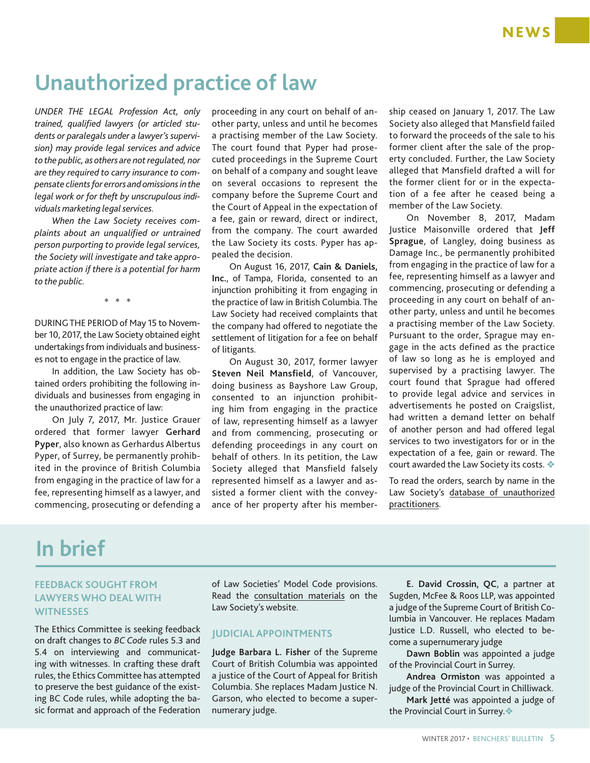# Unauthorized practice of law

*UNDER THE LEGAL Profession Act, only trained, qualified lawyers (or articled students or paralegals under a lawyer's supervision) may provide legal services and advice to the public, as others are not regulated, nor are they required to carry insurance to compensate clients for errors and omissions in the legal work or for theft by unscrupulous individuals marketing legal services.*

*When the Law Society receives complaints about an unqualified or untrained person purporting to provide legal services, the Society will investigate and take appropriate action if there is a potential for harm to the public.*

\* \* \*

DURING THE PERIOD of May 15 to November 10, 2017, the Law Society obtained eight undertakings from individuals and businesses not to engage in the practice of law.

In addition, the Law Society has obtained orders prohibiting the following individuals and businesses from engaging in the unauthorized practice of law:

On July 7, 2017, Mr. Justice Grauer ordered that former lawyer **Gerhard Pyper**, also known as Gerhardus Albertus Pyper, of Surrey, be permanently prohibited in the province of British Columbia from engaging in the practice of law for a fee, representing himself as a lawyer, and commencing, prosecuting or defending a proceeding in any court on behalf of another party, unless and until he becomes a practising member of the Law Society. The court found that Pyper had prosecuted proceedings in the Supreme Court on behalf of a company and sought leave on several occasions to represent the company before the Supreme Court and the Court of Appeal in the expectation of a fee, gain or reward, direct or indirect, from the company. The court awarded the Law Society its costs. Pyper has appealed the decision.

On August 16, 2017, **Cain & Daniels, Inc.**, of Tampa, Florida, consented to an injunction prohibiting it from engaging in the practice of law in British Columbia. The Law Society had received complaints that the company had offered to negotiate the settlement of litigation for a fee on behalf of litigants.

On August 30, 2017, former lawyer **Steven Neil Mansfield**, of Vancouver, doing business as Bayshore Law Group, consented to an injunction prohibiting him from engaging in the practice of law, representing himself as a lawyer and from commencing, prosecuting or defending proceedings in any court on behalf of others. In its petition, the Law Society alleged that Mansfield falsely represented himself as a lawyer and assisted a former client with the conveyance of her property after his membership ceased on January 1, 2017. The Law Society also alleged that Mansfield failed to forward the proceeds of the sale to his former client after the sale of the property concluded. Further, the Law Society alleged that Mansfield drafted a will for the former client for or in the expectation of a fee after he ceased being a member of the Law Society.

On November 8, 2017, Madam Justice Maisonville ordered that **Jeff Sprague**, of Langley, doing business as Damage Inc., be permanently prohibited from engaging in the practice of law for a fee, representing himself as a lawyer and commencing, prosecuting or defending a proceeding in any court on behalf of another party, unless and until he becomes a practising member of the Law Society. Pursuant to the order, Sprague may engage in the acts defined as the practice of law so long as he is employed and supervised by a practising lawyer. The court found that Sprague had offered to provide legal advice and services in advertisements he posted on Craigslist, had written a demand letter on behalf of another person and had offered legal services to two investigators for or in the expectation of a fee, gain or reward. The court awarded the Law Society its costs. ❖

To read the orders, search by name in the Law Society's database of unauthorized practitioners.

# In brief

### FEEDBACK SOUGHT FROM LAWYERS WHO DEAL WITH WITNESSES

The Ethics Committee is seeking feedback on draft changes to *BC Code* rules 5.3 and 5.4 on interviewing and communicating with witnesses. In crafting these draft rules, the Ethics Committee has attempted to preserve the best guidance of the existing BC Code rules, while adopting the basic format and approach of the Federation of Law Societies' Model Code provisions. Read the consultation materials on the Law Society's website.

### JUDICIAL APPOINTMENTS

**Judge Barbara L. Fisher** of the Supreme Court of British Columbia was appointed a justice of the Court of Appeal for British Columbia. She replaces Madam Justice N. Garson, who elected to become a supernumerary judge.

**E. David Crossin, QC**, a partner at Sugden, McFee & Roos LLP, was appointed a judge of the Supreme Court of British Columbia in Vancouver. He replaces Madam Justice L.D. Russell, who elected to become a supernumerary judge

**Dawn Boblin** was appointed a judge of the Provincial Court in Surrey.

**Andrea Ormiston** was appointed a judge of the Provincial Court in Chilliwack.

**Mark Jetté** was appointed a judge of the Provincial Court in Surrey. ❖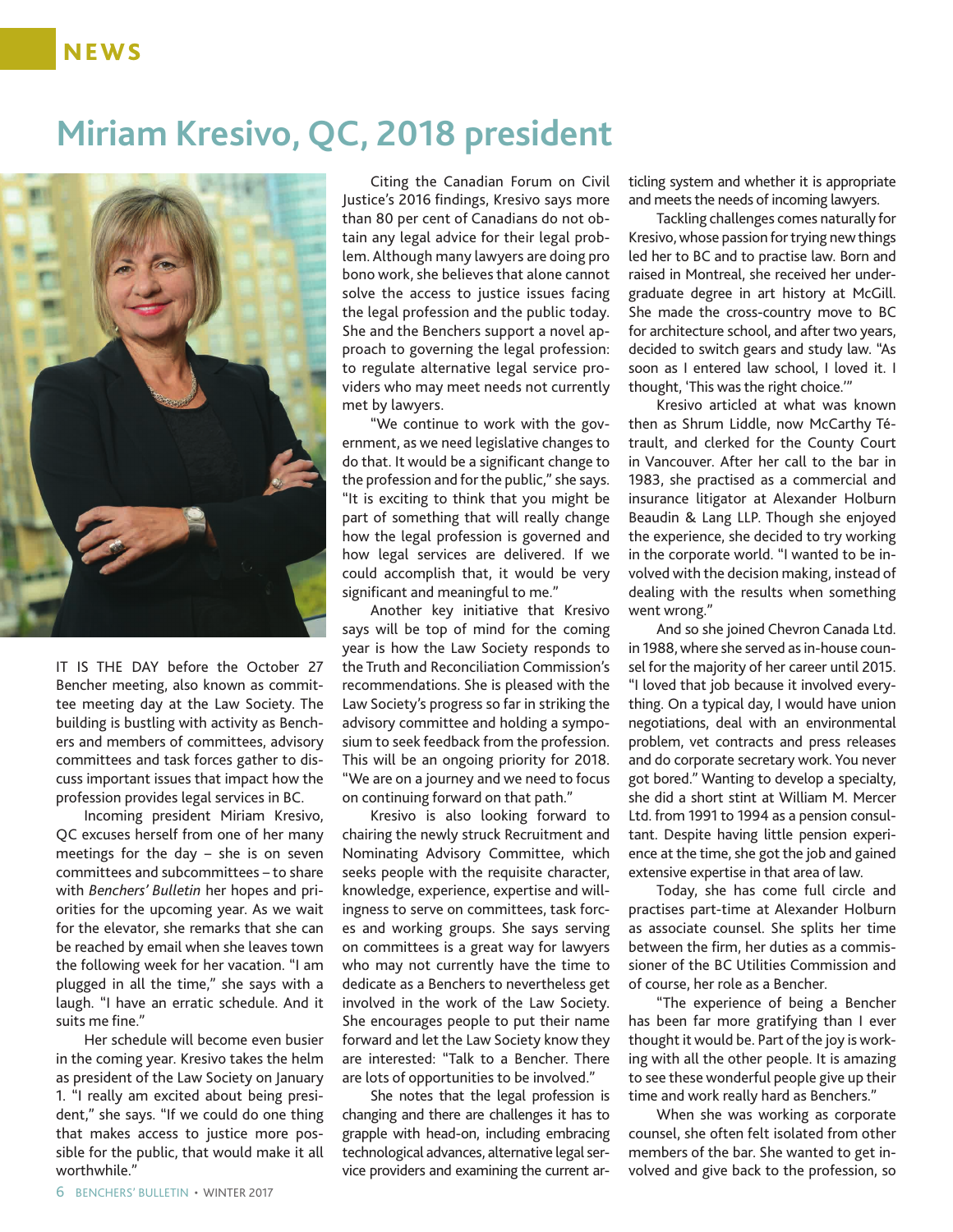NEWS

# Miriam Kresivo, QC, 2018 president

IT IS THE DAY before the October 27 Bencher meeting, also known as committee meeting day at the Law Society. The building is bustling with activity as Benchers and members of committees, advisory committees and task forces gather to discuss important issues that impact how the profession provides legal services in BC.

Incoming president Miriam Kresivo, QC excuses herself from one of her many meetings for the day – she is on seven committees and subcommittees – to share with *Benchers' Bulletin* her hopes and priorities for the upcoming year. As we wait for the elevator, she remarks that she can be reached by email when she leaves town the following week for her vacation. "I am plugged in all the time," she says with a laugh. "I have an erratic schedule. And it suits me fine."

Her schedule will become even busier in the coming year. Kresivo takes the helm as president of the Law Society on January 1. "I really am excited about being president," she says. "If we could do one thing that makes access to justice more possible for the public, that would make it all worthwhile."

Citing the Canadian Forum on Civil Justice's 2016 findings, Kresivo says more than 80 per cent of Canadians do not obtain any legal advice for their legal problem. Although many lawyers are doing pro bono work, she believes that alone cannot solve the access to justice issues facing the legal profession and the public today. She and the Benchers support a novel approach to governing the legal profession: to regulate alternative legal service providers who may meet needs not currently met by lawyers.

"We continue to work with the government, as we need legislative changes to do that. It would be a significant change to the profession and for the public," she says. "It is exciting to think that you might be part of something that will really change how the legal profession is governed and how legal services are delivered. If we could accomplish that, it would be very significant and meaningful to me."

Another key initiative that Kresivo says will be top of mind for the coming year is how the Law Society responds to the Truth and Reconciliation Commission's recommendations. She is pleased with the Law Society's progress so far in striking the advisory committee and holding a symposium to seek feedback from the profession. This will be an ongoing priority for 2018. "We are on a journey and we need to focus on continuing forward on that path."

Kresivo is also looking forward to chairing the newly struck Recruitment and Nominating Advisory Committee, which seeks people with the requisite character, knowledge, experience, expertise and willingness to serve on committees, task forces and working groups. She says serving on committees is a great way for lawyers who may not currently have the time to dedicate as a Benchers to nevertheless get involved in the work of the Law Society. She encourages people to put their name forward and let the Law Society know they are interested: "Talk to a Bencher. There are lots of opportunities to be involved."

She notes that the legal profession is changing and there are challenges it has to grapple with head-on, including embracing technological advances, alternative legal service providers and examining the current articling system and whether it is appropriate and meets the needs of incoming lawyers.

Tackling challenges comes naturally for Kresivo, whose passion for trying new things led her to BC and to practise law. Born and raised in Montreal, she received her undergraduate degree in art history at McGill. She made the cross-country move to BC for architecture school, and after two years, decided to switch gears and study law. "As soon as I entered law school, I loved it. I thought, 'This was the right choice.'"

Kresivo articled at what was known then as Shrum Liddle, now McCarthy Tétrault, and clerked for the County Court in Vancouver. After her call to the bar in 1983, she practised as a commercial and insurance litigator at Alexander Holburn Beaudin & Lang LLP. Though she enjoyed the experience, she decided to try working in the corporate world. "I wanted to be involved with the decision making, instead of dealing with the results when something went wrong."

And so she joined Chevron Canada Ltd. in 1988, where she served as in-house counsel for the majority of her career until 2015. "I loved that job because it involved everything. On a typical day, I would have union negotiations, deal with an environmental problem, vet contracts and press releases and do corporate secretary work. You never got bored." Wanting to develop a specialty, she did a short stint at William M. Mercer Ltd. from 1991 to 1994 as a pension consultant. Despite having little pension experience at the time, she got the job and gained extensive expertise in that area of law.

Today, she has come full circle and practises part-time at Alexander Holburn as associate counsel. She splits her time between the firm, her duties as a commissioner of the BC Utilities Commission and of course, her role as a Bencher.

"The experience of being a Bencher has been far more gratifying than I ever thought it would be. Part of the joy is working with all the other people. It is amazing to see these wonderful people give up their time and work really hard as Benchers."

When she was working as corporate counsel, she often felt isolated from other members of the bar. She wanted to get involved and give back to the profession, so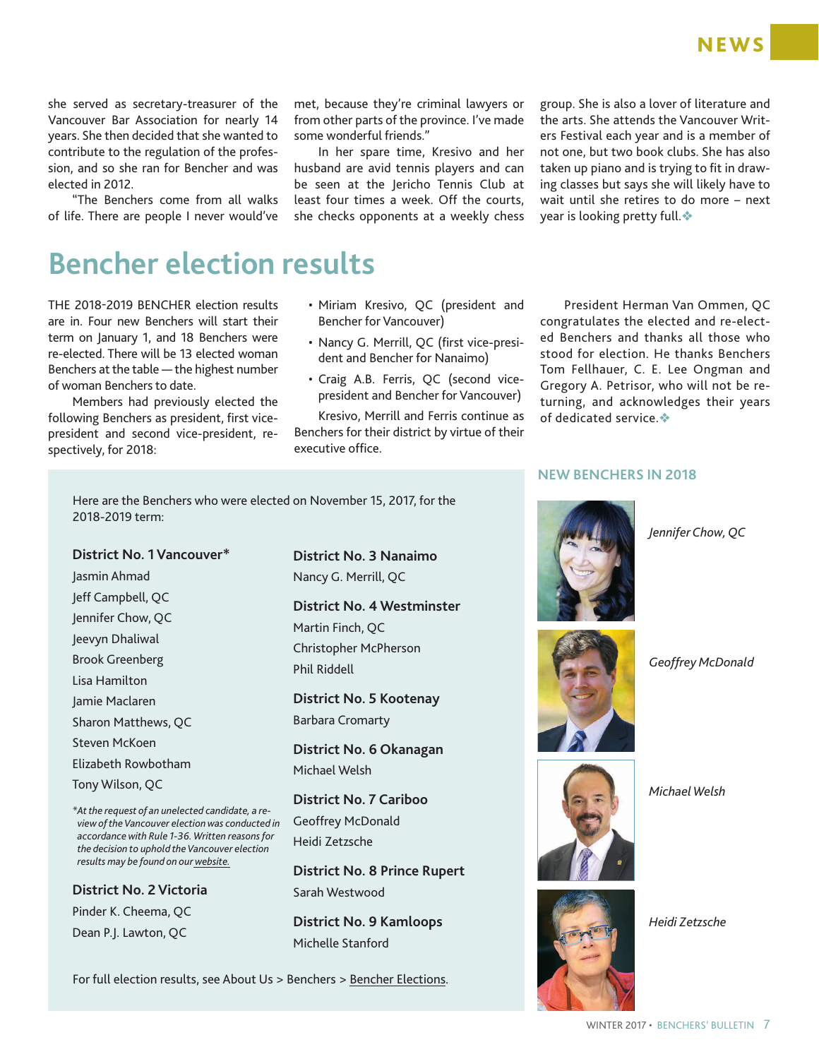she served as secretary-treasurer of the Vancouver Bar Association for nearly 14 years. She then decided that she wanted to contribute to the regulation of the profession, and so she ran for Bencher and was elected in 2012.

"The Benchers come from all walks of life. There are people I never would've met, because they're criminal lawyers or from other parts of the province. I've made some wonderful friends."

In her spare time, Kresivo and her husband are avid tennis players and can be seen at the Jericho Tennis Club at least four times a week. Off the courts, she checks opponents at a weekly chess group. She is also a lover of literature and the arts. She attends the Vancouver Writers Festival each year and is a member of not one, but two book clubs. She has also taken up piano and is trying to fit in drawing classes but says she will likely have to wait until she retires to do more – next year is looking pretty full.❖

# Bencher election results

THE 2018-2019 BENCHER election results are in. Four new Benchers will start their term on January 1, and 18 Benchers were re-elected. There will be 13 elected woman Benchers at the table — the highest number of woman Benchers to date.

Members had previously elected the following Benchers as president, first vice-president and second vice-president, respectively, for 2018:

- Miriam Kresivo, QC (president and Bencher for Vancouver)
- Nancy G. Merrill, QC (first vice-president and Bencher for Nanaimo)
- Craig A.B. Ferris, QC (second vice-president and Bencher for Vancouver)

Kresivo, Merrill and Ferris continue as Benchers for their district by virtue of their executive office.

President Herman Van Ommen, QC congratulates the elected and re-elected Benchers and thanks all those who stood for election. He thanks Benchers Tom Fellhauer, C. E. Lee Ongman and Gregory A. Petrisor, who will not be returning, and acknowledges their years of dedicated service.❖

Here are the Benchers who were elected on November 15, 2017, for the 2018-2019 term:

**District No. 1 Vancouver***

Jasmin Ahmad
Jeff Campbell, QC
Jennifer Chow, QC
Jeevyn Dhaliwal
Brook Greenberg
Lisa Hamilton
Jamie Maclaren
Sharon Matthews, QC
Steven McKoen
Elizabeth Rowbotham
Tony Wilson, QC

*\*At the request of an unelected candidate, a review of the Vancouver election was conducted in accordance with Rule 1-36. Written reasons for the decision to uphold the Vancouver election results may be found on our website.*

**District No. 2 Victoria**

Pinder K. Cheema, QC
Dean P.J. Lawton, QC

**District No. 3 Nanaimo**

Nancy G. Merrill, QC

**District No. 4 Westminster**

Martin Finch, QC
Christopher McPherson
Phil Riddell

**District No. 5 Kootenay**

Barbara Cromarty

**District No. 6 Okanagan**

Michael Welsh

**District No. 7 Cariboo**

Geoffrey McDonald
Heidi Zetzsche

**District No. 8 Prince Rupert**

Sarah Westwood

**District No. 9 Kamloops**

Michelle Stanford

For full election results, see About Us > Benchers > Bencher Elections.

### NEW BENCHERS IN 2018

*Jennifer Chow, QC*

*Geoffrey McDonald*

*Michael Welsh*

*Heidi Zetzsche*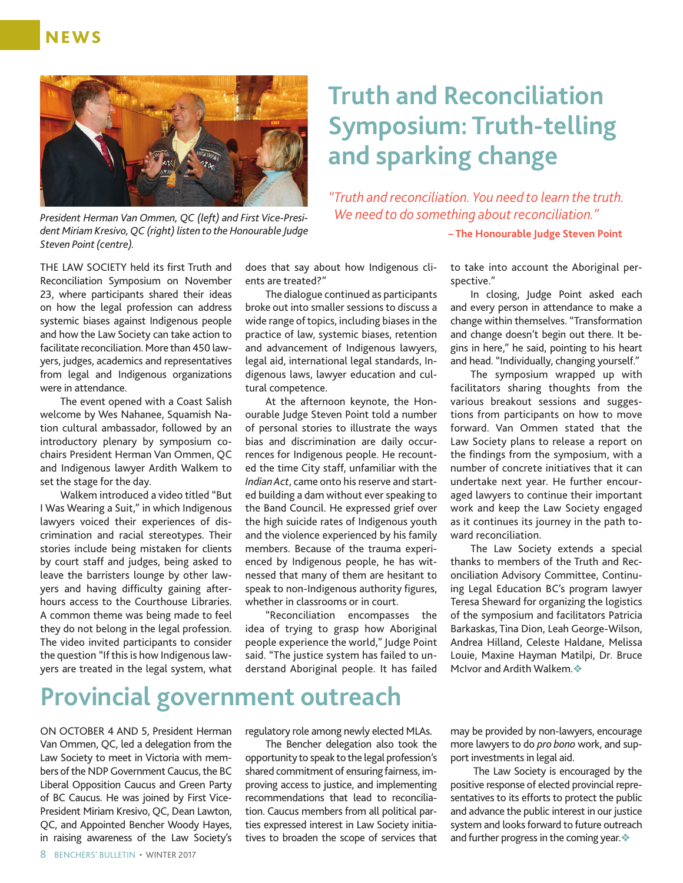NEWS

# Truth and Reconciliation Symposium: Truth-telling and sparking change

*President Herman Van Ommen, QC (left) and First Vice-President Miriam Kresivo, QC (right) listen to the Honourable Judge Steven Point (centre).*

*"Truth and reconciliation. You need to learn the truth. We need to do something about reconciliation."*

**– The Honourable Judge Steven Point**

THE LAW SOCIETY held its first Truth and Reconciliation Symposium on November 23, where participants shared their ideas on how the legal profession can address systemic biases against Indigenous people and how the Law Society can take action to facilitate reconciliation. More than 450 lawyers, judges, academics and representatives from legal and Indigenous organizations were in attendance.

The event opened with a Coast Salish welcome by Wes Nahanee, Squamish Nation cultural ambassador, followed by an introductory plenary by symposium co-chairs President Herman Van Ommen, QC and Indigenous lawyer Ardith Walkem to set the stage for the day.

Walkem introduced a video titled "But I Was Wearing a Suit," in which Indigenous lawyers voiced their experiences of discrimination and racial stereotypes. Their stories include being mistaken for clients by court staff and judges, being asked to leave the barristers lounge by other lawyers and having difficulty gaining after-hours access to the Courthouse Libraries. A common theme was being made to feel they do not belong in the legal profession. The video invited participants to consider the question "If this is how Indigenous lawyers are treated in the legal system, what does that say about how Indigenous clients are treated?"

The dialogue continued as participants broke out into smaller sessions to discuss a wide range of topics, including biases in the practice of law, systemic biases, retention and advancement of Indigenous lawyers, legal aid, international legal standards, Indigenous laws, lawyer education and cultural competence.

At the afternoon keynote, the Honourable Judge Steven Point told a number of personal stories to illustrate the ways bias and discrimination are daily occurrences for Indigenous people. He recounted the time City staff, unfamiliar with the *Indian Act*, came onto his reserve and started building a dam without ever speaking to the Band Council. He expressed grief over the high suicide rates of Indigenous youth and the violence experienced by his family members. Because of the trauma experienced by Indigenous people, he has witnessed that many of them are hesitant to speak to non-Indigenous authority figures, whether in classrooms or in court.

"Reconciliation encompasses the idea of trying to grasp how Aboriginal people experience the world," Judge Point said. "The justice system has failed to understand Aboriginal people. It has failed to take into account the Aboriginal perspective."

In closing, Judge Point asked each and every person in attendance to make a change within themselves. "Transformation and change doesn't begin out there. It begins in here," he said, pointing to his heart and head. "Individually, changing yourself."

The symposium wrapped up with facilitators sharing thoughts from the various breakout sessions and suggestions from participants on how to move forward. Van Ommen stated that the Law Society plans to release a report on the findings from the symposium, with a number of concrete initiatives that it can undertake next year. He further encouraged lawyers to continue their important work and keep the Law Society engaged as it continues its journey in the path toward reconciliation.

The Law Society extends a special thanks to members of the Truth and Reconciliation Advisory Committee, Continuing Legal Education BC's program lawyer Teresa Sheward for organizing the logistics of the symposium and facilitators Patricia Barkaskas, Tina Dion, Leah George-Wilson, Andrea Hilland, Celeste Haldane, Melissa Louie, Maxine Hayman Matilpi, Dr. Bruce McIvor and Ardith Walkem.❖

# Provincial government outreach

ON OCTOBER 4 AND 5, President Herman Van Ommen, QC, led a delegation from the Law Society to meet in Victoria with members of the NDP Government Caucus, the BC Liberal Opposition Caucus and Green Party of BC Caucus. He was joined by First Vice-President Miriam Kresivo, QC, Dean Lawton, QC, and Appointed Bencher Woody Hayes, in raising awareness of the Law Society's regulatory role among newly elected MLAs.

The Bencher delegation also took the opportunity to speak to the legal profession's shared commitment of ensuring fairness, improving access to justice, and implementing recommendations that lead to reconciliation. Caucus members from all political parties expressed interest in Law Society initiatives to broaden the scope of services that may be provided by non-lawyers, encourage more lawyers to do *pro bono* work, and support investments in legal aid.

The Law Society is encouraged by the positive response of elected provincial representatives to its efforts to protect the public and advance the public interest in our justice system and looks forward to future outreach and further progress in the coming year.❖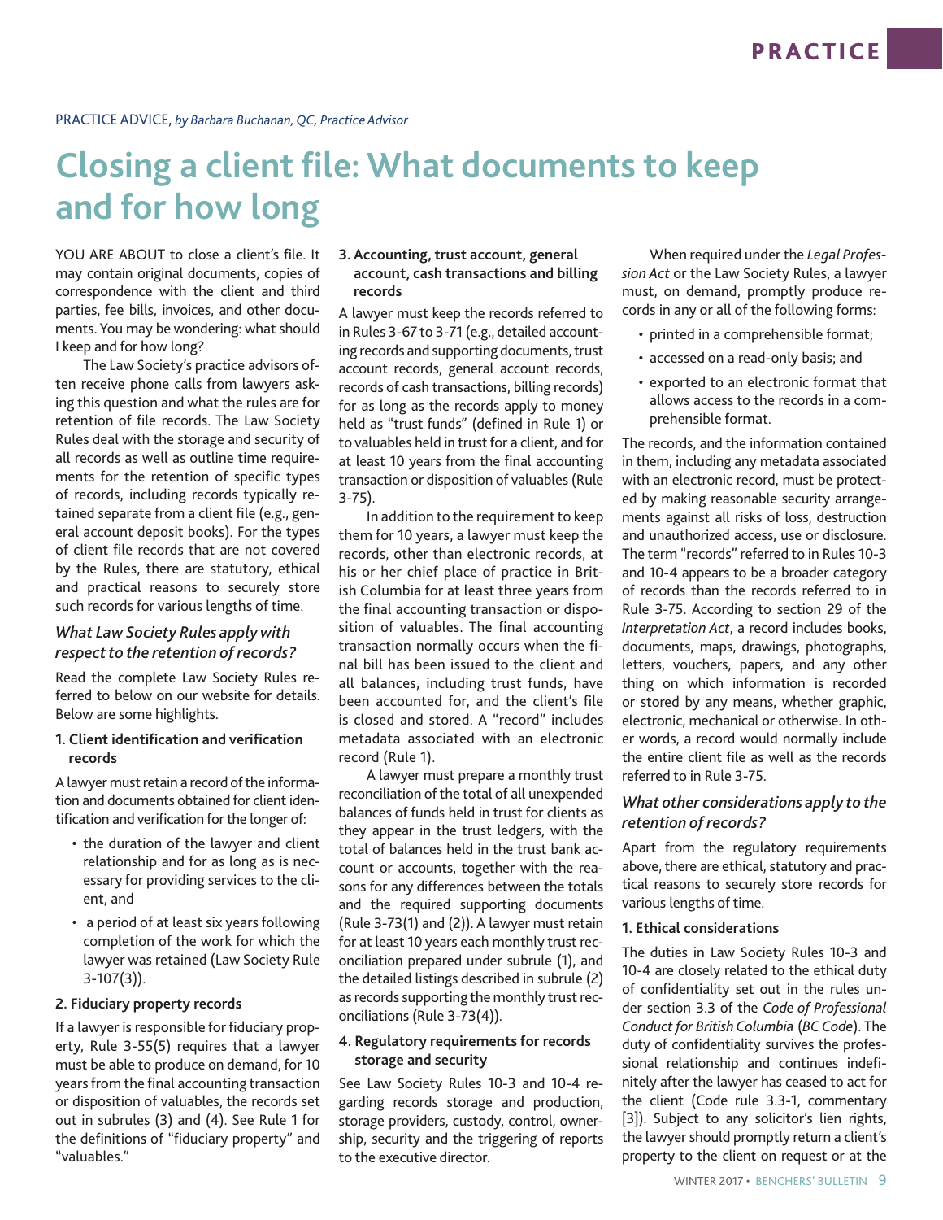PRACTICE ADVICE, *by Barbara Buchanan, QC, Practice Advisor*

# Closing a client file: What documents to keep and for how long

YOU ARE ABOUT to close a client's file. It may contain original documents, copies of correspondence with the client and third parties, fee bills, invoices, and other documents. You may be wondering: what should I keep and for how long?

The Law Society's practice advisors often receive phone calls from lawyers asking this question and what the rules are for retention of file records. The Law Society Rules deal with the storage and security of all records as well as outline time requirements for the retention of specific types of records, including records typically retained separate from a client file (e.g., general account deposit books). For the types of client file records that are not covered by the Rules, there are statutory, ethical and practical reasons to securely store such records for various lengths of time.

### *What Law Society Rules apply with respect to the retention of records?*

Read the complete Law Society Rules referred to below on our website for details. Below are some highlights.

**1. Client identification and verification records**

A lawyer must retain a record of the information and documents obtained for client identification and verification for the longer of:

- the duration of the lawyer and client relationship and for as long as is necessary for providing services to the client, and
- a period of at least six years following completion of the work for which the lawyer was retained (Law Society Rule 3-107(3)).

**2. Fiduciary property records**

If a lawyer is responsible for fiduciary property, Rule 3-55(5) requires that a lawyer must be able to produce on demand, for 10 years from the final accounting transaction or disposition of valuables, the records set out in subrules (3) and (4). See Rule 1 for the definitions of "fiduciary property" and "valuables."

**3. Accounting, trust account, general account, cash transactions and billing records**

A lawyer must keep the records referred to in Rules 3-67 to 3-71 (e.g., detailed accounting records and supporting documents, trust account records, general account records, records of cash transactions, billing records) for as long as the records apply to money held as "trust funds" (defined in Rule 1) or to valuables held in trust for a client, and for at least 10 years from the final accounting transaction or disposition of valuables (Rule 3-75).

In addition to the requirement to keep them for 10 years, a lawyer must keep the records, other than electronic records, at his or her chief place of practice in British Columbia for at least three years from the final accounting transaction or disposition of valuables. The final accounting transaction normally occurs when the final bill has been issued to the client and all balances, including trust funds, have been accounted for, and the client's file is closed and stored. A "record" includes metadata associated with an electronic record (Rule 1).

A lawyer must prepare a monthly trust reconciliation of the total of all unexpended balances of funds held in trust for clients as they appear in the trust ledgers, with the total of balances held in the trust bank account or accounts, together with the reasons for any differences between the totals and the required supporting documents (Rule 3-73(1) and (2)). A lawyer must retain for at least 10 years each monthly trust reconciliation prepared under subrule (1), and the detailed listings described in subrule (2) as records supporting the monthly trust reconciliations (Rule 3-73(4)).

**4. Regulatory requirements for records storage and security**

See Law Society Rules 10-3 and 10-4 regarding records storage and production, storage providers, custody, control, ownership, security and the triggering of reports to the executive director.

When required under the *Legal Profession Act* or the Law Society Rules, a lawyer must, on demand, promptly produce records in any or all of the following forms:

- printed in a comprehensible format;
- accessed on a read-only basis; and
- exported to an electronic format that allows access to the records in a comprehensible format.

The records, and the information contained in them, including any metadata associated with an electronic record, must be protected by making reasonable security arrangements against all risks of loss, destruction and unauthorized access, use or disclosure. The term "records" referred to in Rules 10-3 and 10-4 appears to be a broader category of records than the records referred to in Rule 3-75. According to section 29 of the *Interpretation Act*, a record includes books, documents, maps, drawings, photographs, letters, vouchers, papers, and any other thing on which information is recorded or stored by any means, whether graphic, electronic, mechanical or otherwise. In other words, a record would normally include the entire client file as well as the records referred to in Rule 3-75.

### *What other considerations apply to the retention of records?*

Apart from the regulatory requirements above, there are ethical, statutory and practical reasons to securely store records for various lengths of time.

**1. Ethical considerations**

The duties in Law Society Rules 10-3 and 10-4 are closely related to the ethical duty of confidentiality set out in the rules under section 3.3 of the *Code of Professional Conduct for British Columbia* (*BC Code*). The duty of confidentiality survives the professional relationship and continues indefinitely after the lawyer has ceased to act for the client (Code rule 3.3-1, commentary [3]). Subject to any solicitor's lien rights, the lawyer should promptly return a client's property to the client on request or at the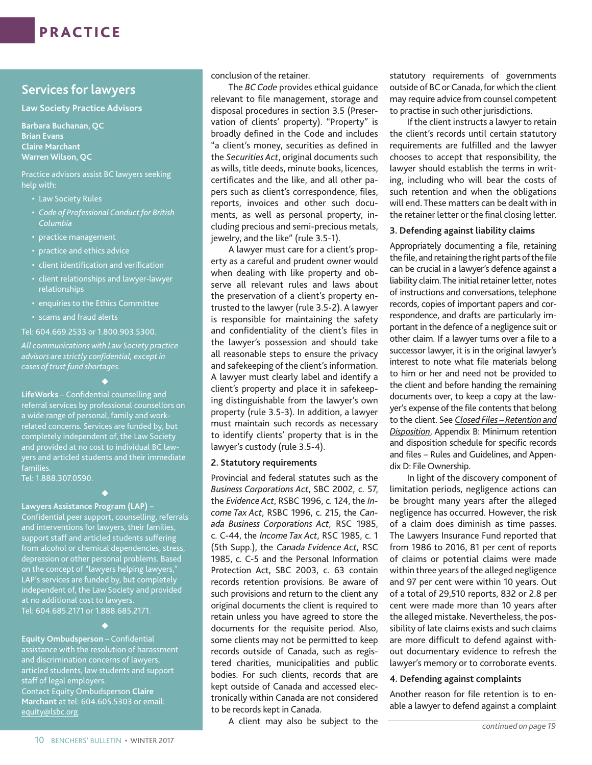## Services for lawyers

**Law Society Practice Advisors**

**Barbara Buchanan, QC**
**Brian Evans**
**Claire Marchant**
**Warren Wilson, QC**

Practice advisors assist BC lawyers seeking help with:

- Law Society Rules
- *Code of Professional Conduct for British Columbia*
- practice management
- practice and ethics advice
- client identification and verification
- client relationships and lawyer-lawyer relationships
- enquiries to the Ethics Committee
- scams and fraud alerts

Tel: 604.669.2533 or 1.800.903.5300.

*All communications with Law Society practice advisors are strictly confidential, except in cases of trust fund shortages.*

◆

**LifeWorks** – Confidential counselling and referral services by professional counsellors on a wide range of personal, family and work-related concerns. Services are funded by, but completely independent of, the Law Society and provided at no cost to individual BC lawyers and articled students and their immediate families.
Tel: 1.888.307.0590.

◆

**Lawyers Assistance Program (LAP)** – Confidential peer support, counselling, referrals and interventions for lawyers, their families, support staff and articled students suffering from alcohol or chemical dependencies, stress, depression or other personal problems. Based on the concept of "lawyers helping lawyers," LAP's services are funded by, but completely independent of, the Law Society and provided at no additional cost to lawyers.
Tel: 604.685.2171 or 1.888.685.2171.

◆

**Equity Ombudsperson** – Confidential assistance with the resolution of harassment and discrimination concerns of lawyers, articled students, law students and support staff of legal employers.
Contact Equity Ombudsperson **Claire Marchant** at tel: 604.605.5303 or email: equity@lsbc.org.

---

conclusion of the retainer.

The *BC Code* provides ethical guidance relevant to file management, storage and disposal procedures in section 3.5 (Preservation of clients' property). "Property" is broadly defined in the Code and includes "a client's money, securities as defined in the *Securities Act*, original documents such as wills, title deeds, minute books, licences, certificates and the like, and all other papers such as client's correspondence, files, reports, invoices and other such documents, as well as personal property, including precious and semi-precious metals, jewelry, and the like" (rule 3.5-1).

A lawyer must care for a client's property as a careful and prudent owner would when dealing with like property and observe all relevant rules and laws about the preservation of a client's property entrusted to the lawyer (rule 3.5-2). A lawyer is responsible for maintaining the safety and confidentiality of the client's files in the lawyer's possession and should take all reasonable steps to ensure the privacy and safekeeping of the client's information. A lawyer must clearly label and identify a client's property and place it in safekeeping distinguishable from the lawyer's own property (rule 3.5-3). In addition, a lawyer must maintain such records as necessary to identify clients' property that is in the lawyer's custody (rule 3.5-4).

### 2. Statutory requirements

Provincial and federal statutes such as the *Business Corporations Act*, SBC 2002, c. 57, the *Evidence Act*, RSBC 1996, c. 124, the *Income Tax Act*, RSBC 1996, c. 215, the *Canada Business Corporations Act*, RSC 1985, c. C-44, the *Income Tax Act*, RSC 1985, c. 1 (5th Supp.), the *Canada Evidence Act*, RSC 1985, c. C-5 and the Personal Information Protection Act, SBC 2003, c. 63 contain records retention provisions. Be aware of such provisions and return to the client any original documents the client is required to retain unless you have agreed to store the documents for the requisite period. Also, some clients may not be permitted to keep records outside of Canada, such as registered charities, municipalities and public bodies. For such clients, records that are kept outside of Canada and accessed electronically within Canada are not considered to be records kept in Canada.

A client may also be subject to the statutory requirements of governments outside of BC or Canada, for which the client may require advice from counsel competent to practise in such other jurisdictions.

If the client instructs a lawyer to retain the client's records until certain statutory requirements are fulfilled and the lawyer chooses to accept that responsibility, the lawyer should establish the terms in writing, including who will bear the costs of such retention and when the obligations will end. These matters can be dealt with in the retainer letter or the final closing letter.

### 3. Defending against liability claims

Appropriately documenting a file, retaining the file, and retaining the right parts of the file can be crucial in a lawyer's defence against a liability claim. The initial retainer letter, notes of instructions and conversations, telephone records, copies of important papers and correspondence, and drafts are particularly important in the defence of a negligence suit or other claim. If a lawyer turns over a file to a successor lawyer, it is in the original lawyer's interest to note what file materials belong to him or her and need not be provided to the client and before handing the remaining documents over, to keep a copy at the lawyer's expense of the file contents that belong to the client. See *Closed Files – Retention and Disposition*, Appendix B: Minimum retention and disposition schedule for specific records and files – Rules and Guidelines, and Appendix D: File Ownership.

In light of the discovery component of limitation periods, negligence actions can be brought many years after the alleged negligence has occurred. However, the risk of a claim does diminish as time passes. The Lawyers Insurance Fund reported that from 1986 to 2016, 81 per cent of reports of claims or potential claims were made within three years of the alleged negligence and 97 per cent were within 10 years. Out of a total of 29,510 reports, 832 or 2.8 per cent were made more than 10 years after the alleged mistake. Nevertheless, the possibility of late claims exists and such claims are more difficult to defend against without documentary evidence to refresh the lawyer's memory or to corroborate events.

### 4. Defending against complaints

Another reason for file retention is to enable a lawyer to defend against a complaint

*continued on page 19*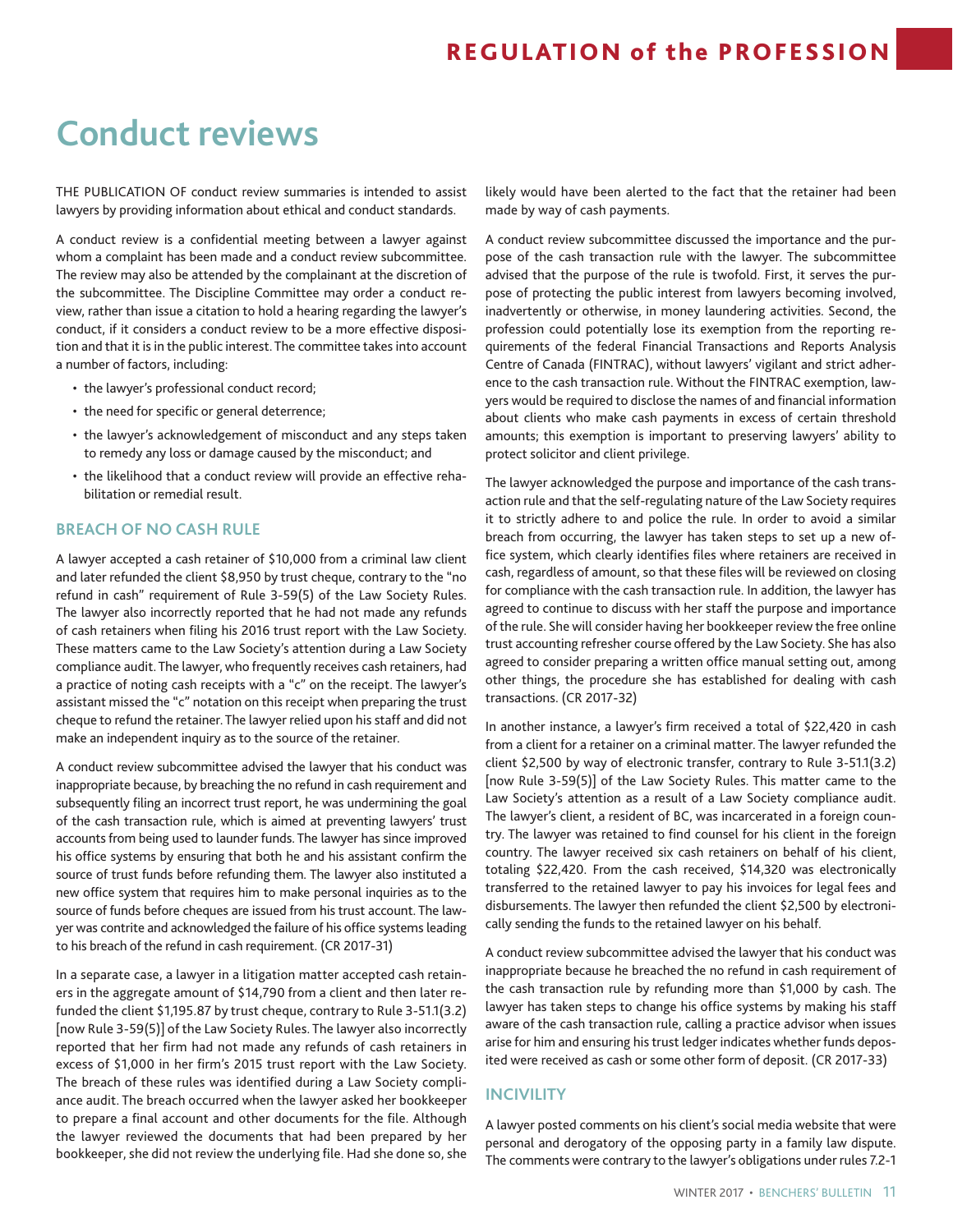# Conduct reviews

THE PUBLICATION OF conduct review summaries is intended to assist lawyers by providing information about ethical and conduct standards.

A conduct review is a confidential meeting between a lawyer against whom a complaint has been made and a conduct review subcommittee. The review may also be attended by the complainant at the discretion of the subcommittee. The Discipline Committee may order a conduct review, rather than issue a citation to hold a hearing regarding the lawyer's conduct, if it considers a conduct review to be a more effective disposition and that it is in the public interest. The committee takes into account a number of factors, including:

- the lawyer's professional conduct record;
- the need for specific or general deterrence;
- the lawyer's acknowledgement of misconduct and any steps taken to remedy any loss or damage caused by the misconduct; and
- the likelihood that a conduct review will provide an effective rehabilitation or remedial result.

## BREACH OF NO CASH RULE

A lawyer accepted a cash retainer of $10,000 from a criminal law client and later refunded the client $8,950 by trust cheque, contrary to the "no refund in cash" requirement of Rule 3-59(5) of the Law Society Rules. The lawyer also incorrectly reported that he had not made any refunds of cash retainers when filing his 2016 trust report with the Law Society. These matters came to the Law Society's attention during a Law Society compliance audit. The lawyer, who frequently receives cash retainers, had a practice of noting cash receipts with a "c" on the receipt. The lawyer's assistant missed the "c" notation on this receipt when preparing the trust cheque to refund the retainer. The lawyer relied upon his staff and did not make an independent inquiry as to the source of the retainer.

A conduct review subcommittee advised the lawyer that his conduct was inappropriate because, by breaching the no refund in cash requirement and subsequently filing an incorrect trust report, he was undermining the goal of the cash transaction rule, which is aimed at preventing lawyers' trust accounts from being used to launder funds. The lawyer has since improved his office systems by ensuring that both he and his assistant confirm the source of trust funds before refunding them. The lawyer also instituted a new office system that requires him to make personal inquiries as to the source of funds before cheques are issued from his trust account. The lawyer was contrite and acknowledged the failure of his office systems leading to his breach of the refund in cash requirement. (CR 2017-31)

In a separate case, a lawyer in a litigation matter accepted cash retainers in the aggregate amount of $14,790 from a client and then later refunded the client $1,195.87 by trust cheque, contrary to Rule 3-51.1(3.2) [now Rule 3-59(5)] of the Law Society Rules. The lawyer also incorrectly reported that her firm had not made any refunds of cash retainers in excess of $1,000 in her firm's 2015 trust report with the Law Society. The breach of these rules was identified during a Law Society compliance audit. The breach occurred when the lawyer asked her bookkeeper to prepare a final account and other documents for the file. Although the lawyer reviewed the documents that had been prepared by her bookkeeper, she did not review the underlying file. Had she done so, she likely would have been alerted to the fact that the retainer had been made by way of cash payments.

A conduct review subcommittee discussed the importance and the purpose of the cash transaction rule with the lawyer. The subcommittee advised that the purpose of the rule is twofold. First, it serves the purpose of protecting the public interest from lawyers becoming involved, inadvertently or otherwise, in money laundering activities. Second, the profession could potentially lose its exemption from the reporting requirements of the federal Financial Transactions and Reports Analysis Centre of Canada (FINTRAC), without lawyers' vigilant and strict adherence to the cash transaction rule. Without the FINTRAC exemption, lawyers would be required to disclose the names of and financial information about clients who make cash payments in excess of certain threshold amounts; this exemption is important to preserving lawyers' ability to protect solicitor and client privilege.

The lawyer acknowledged the purpose and importance of the cash transaction rule and that the self-regulating nature of the Law Society requires it to strictly adhere to and police the rule. In order to avoid a similar breach from occurring, the lawyer has taken steps to set up a new office system, which clearly identifies files where retainers are received in cash, regardless of amount, so that these files will be reviewed on closing for compliance with the cash transaction rule. In addition, the lawyer has agreed to continue to discuss with her staff the purpose and importance of the rule. She will consider having her bookkeeper review the free online trust accounting refresher course offered by the Law Society. She has also agreed to consider preparing a written office manual setting out, among other things, the procedure she has established for dealing with cash transactions. (CR 2017-32)

In another instance, a lawyer's firm received a total of $22,420 in cash from a client for a retainer on a criminal matter. The lawyer refunded the client $2,500 by way of electronic transfer, contrary to Rule 3-51.1(3.2) [now Rule 3-59(5)] of the Law Society Rules. This matter came to the Law Society's attention as a result of a Law Society compliance audit. The lawyer's client, a resident of BC, was incarcerated in a foreign country. The lawyer was retained to find counsel for his client in the foreign country. The lawyer received six cash retainers on behalf of his client, totaling $22,420. From the cash received, $14,320 was electronically transferred to the retained lawyer to pay his invoices for legal fees and disbursements. The lawyer then refunded the client $2,500 by electronically sending the funds to the retained lawyer on his behalf.

A conduct review subcommittee advised the lawyer that his conduct was inappropriate because he breached the no refund in cash requirement of the cash transaction rule by refunding more than $1,000 by cash. The lawyer has taken steps to change his office systems by making his staff aware of the cash transaction rule, calling a practice advisor when issues arise for him and ensuring his trust ledger indicates whether funds deposited were received as cash or some other form of deposit. (CR 2017-33)

## INCIVILITY

A lawyer posted comments on his client's social media website that were personal and derogatory of the opposing party in a family law dispute. The comments were contrary to the lawyer's obligations under rules 7.2-1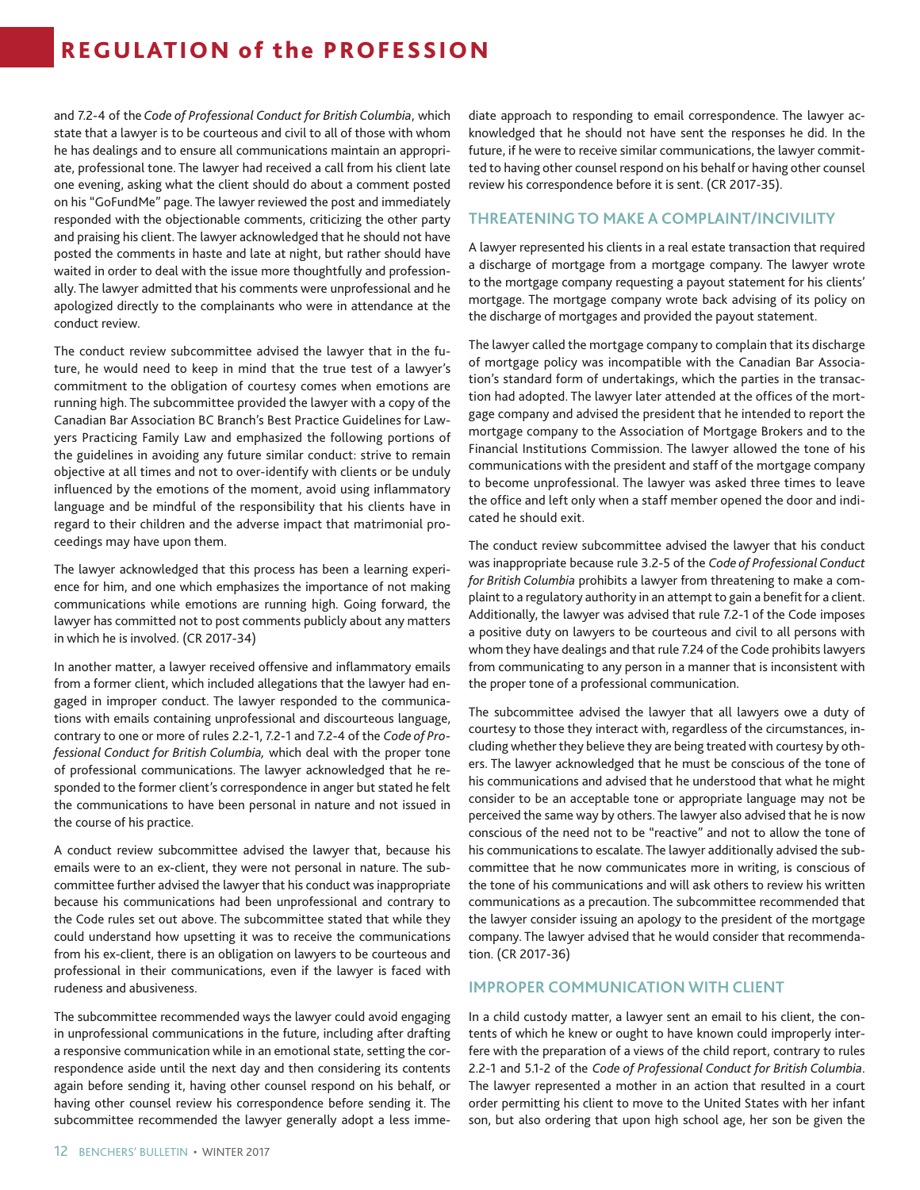and 7.2-4 of the *Code of Professional Conduct for British Columbia*, which state that a lawyer is to be courteous and civil to all of those with whom he has dealings and to ensure all communications maintain an appropriate, professional tone. The lawyer had received a call from his client late one evening, asking what the client should do about a comment posted on his "GoFundMe" page. The lawyer reviewed the post and immediately responded with the objectionable comments, criticizing the other party and praising his client. The lawyer acknowledged that he should not have posted the comments in haste and late at night, but rather should have waited in order to deal with the issue more thoughtfully and professionally. The lawyer admitted that his comments were unprofessional and he apologized directly to the complainants who were in attendance at the conduct review.

The conduct review subcommittee advised the lawyer that in the future, he would need to keep in mind that the true test of a lawyer's commitment to the obligation of courtesy comes when emotions are running high. The subcommittee provided the lawyer with a copy of the Canadian Bar Association BC Branch's Best Practice Guidelines for Lawyers Practicing Family Law and emphasized the following portions of the guidelines in avoiding any future similar conduct: strive to remain objective at all times and not to over-identify with clients or be unduly influenced by the emotions of the moment, avoid using inflammatory language and be mindful of the responsibility that his clients have in regard to their children and the adverse impact that matrimonial proceedings may have upon them.

The lawyer acknowledged that this process has been a learning experience for him, and one which emphasizes the importance of not making communications while emotions are running high. Going forward, the lawyer has committed not to post comments publicly about any matters in which he is involved. (CR 2017-34)

In another matter, a lawyer received offensive and inflammatory emails from a former client, which included allegations that the lawyer had engaged in improper conduct. The lawyer responded to the communications with emails containing unprofessional and discourteous language, contrary to one or more of rules 2.2-1, 7.2-1 and 7.2-4 of the *Code of Professional Conduct for British Columbia,* which deal with the proper tone of professional communications. The lawyer acknowledged that he responded to the former client's correspondence in anger but stated he felt the communications to have been personal in nature and not issued in the course of his practice.

A conduct review subcommittee advised the lawyer that, because his emails were to an ex-client, they were not personal in nature. The subcommittee further advised the lawyer that his conduct was inappropriate because his communications had been unprofessional and contrary to the Code rules set out above. The subcommittee stated that while they could understand how upsetting it was to receive the communications from his ex-client, there is an obligation on lawyers to be courteous and professional in their communications, even if the lawyer is faced with rudeness and abusiveness.

The subcommittee recommended ways the lawyer could avoid engaging in unprofessional communications in the future, including after drafting a responsive communication while in an emotional state, setting the correspondence aside until the next day and then considering its contents again before sending it, having other counsel respond on his behalf, or having other counsel review his correspondence before sending it. The subcommittee recommended the lawyer generally adopt a less immediate approach to responding to email correspondence. The lawyer acknowledged that he should not have sent the responses he did. In the future, if he were to receive similar communications, the lawyer committed to having other counsel respond on his behalf or having other counsel review his correspondence before it is sent. (CR 2017-35).

## THREATENING TO MAKE A COMPLAINT/INCIVILITY

A lawyer represented his clients in a real estate transaction that required a discharge of mortgage from a mortgage company. The lawyer wrote to the mortgage company requesting a payout statement for his clients' mortgage. The mortgage company wrote back advising of its policy on the discharge of mortgages and provided the payout statement.

The lawyer called the mortgage company to complain that its discharge of mortgage policy was incompatible with the Canadian Bar Association's standard form of undertakings, which the parties in the transaction had adopted. The lawyer later attended at the offices of the mortgage company and advised the president that he intended to report the mortgage company to the Association of Mortgage Brokers and to the Financial Institutions Commission. The lawyer allowed the tone of his communications with the president and staff of the mortgage company to become unprofessional. The lawyer was asked three times to leave the office and left only when a staff member opened the door and indicated he should exit.

The conduct review subcommittee advised the lawyer that his conduct was inappropriate because rule 3.2-5 of the *Code of Professional Conduct for British Columbia* prohibits a lawyer from threatening to make a complaint to a regulatory authority in an attempt to gain a benefit for a client. Additionally, the lawyer was advised that rule 7.2-1 of the Code imposes a positive duty on lawyers to be courteous and civil to all persons with whom they have dealings and that rule 7.24 of the Code prohibits lawyers from communicating to any person in a manner that is inconsistent with the proper tone of a professional communication.

The subcommittee advised the lawyer that all lawyers owe a duty of courtesy to those they interact with, regardless of the circumstances, including whether they believe they are being treated with courtesy by others. The lawyer acknowledged that he must be conscious of the tone of his communications and advised that he understood that what he might consider to be an acceptable tone or appropriate language may not be perceived the same way by others. The lawyer also advised that he is now conscious of the need not to be "reactive" and not to allow the tone of his communications to escalate. The lawyer additionally advised the subcommittee that he now communicates more in writing, is conscious of the tone of his communications and will ask others to review his written communications as a precaution. The subcommittee recommended that the lawyer consider issuing an apology to the president of the mortgage company. The lawyer advised that he would consider that recommendation. (CR 2017-36)

## IMPROPER COMMUNICATION WITH CLIENT

In a child custody matter, a lawyer sent an email to his client, the contents of which he knew or ought to have known could improperly interfere with the preparation of a views of the child report, contrary to rules 2.2-1 and 5.1-2 of the *Code of Professional Conduct for British Columbia*. The lawyer represented a mother in an action that resulted in a court order permitting his client to move to the United States with her infant son, but also ordering that upon high school age, her son be given the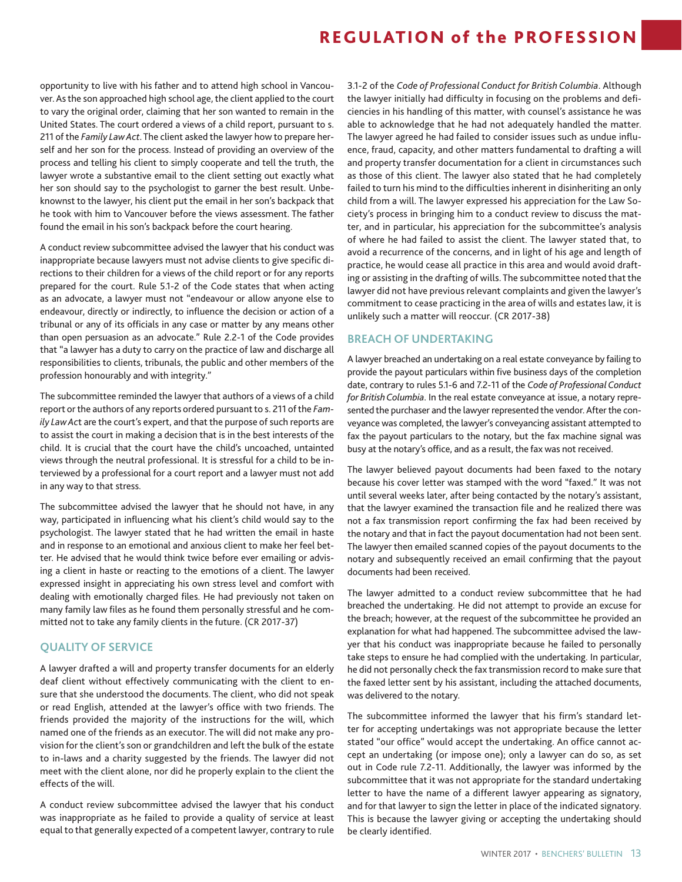opportunity to live with his father and to attend high school in Vancouver. As the son approached high school age, the client applied to the court to vary the original order, claiming that her son wanted to remain in the United States. The court ordered a views of a child report, pursuant to s. 211 of the *Family Law Act*. The client asked the lawyer how to prepare herself and her son for the process. Instead of providing an overview of the process and telling his client to simply cooperate and tell the truth, the lawyer wrote a substantive email to the client setting out exactly what her son should say to the psychologist to garner the best result. Unbeknownst to the lawyer, his client put the email in her son's backpack that he took with him to Vancouver before the views assessment. The father found the email in his son's backpack before the court hearing.

A conduct review subcommittee advised the lawyer that his conduct was inappropriate because lawyers must not advise clients to give specific directions to their children for a views of the child report or for any reports prepared for the court. Rule 5.1-2 of the Code states that when acting as an advocate, a lawyer must not "endeavour or allow anyone else to endeavour, directly or indirectly, to influence the decision or action of a tribunal or any of its officials in any case or matter by any means other than open persuasion as an advocate." Rule 2.2-1 of the Code provides that "a lawyer has a duty to carry on the practice of law and discharge all responsibilities to clients, tribunals, the public and other members of the profession honourably and with integrity."

The subcommittee reminded the lawyer that authors of a views of a child report or the authors of any reports ordered pursuant to s. 211 of the *Family Law Act* are the court's expert, and that the purpose of such reports are to assist the court in making a decision that is in the best interests of the child. It is crucial that the court have the child's uncoached, untainted views through the neutral professional. It is stressful for a child to be interviewed by a professional for a court report and a lawyer must not add in any way to that stress.

The subcommittee advised the lawyer that he should not have, in any way, participated in influencing what his client's child would say to the psychologist. The lawyer stated that he had written the email in haste and in response to an emotional and anxious client to make her feel better. He advised that he would think twice before ever emailing or advising a client in haste or reacting to the emotions of a client. The lawyer expressed insight in appreciating his own stress level and comfort with dealing with emotionally charged files. He had previously not taken on many family law files as he found them personally stressful and he committed not to take any family clients in the future. (CR 2017-37)

## QUALITY OF SERVICE

A lawyer drafted a will and property transfer documents for an elderly deaf client without effectively communicating with the client to ensure that she understood the documents. The client, who did not speak or read English, attended at the lawyer's office with two friends. The friends provided the majority of the instructions for the will, which named one of the friends as an executor. The will did not make any provision for the client's son or grandchildren and left the bulk of the estate to in-laws and a charity suggested by the friends. The lawyer did not meet with the client alone, nor did he properly explain to the client the effects of the will.

A conduct review subcommittee advised the lawyer that his conduct was inappropriate as he failed to provide a quality of service at least equal to that generally expected of a competent lawyer, contrary to rule 3.1-2 of the *Code of Professional Conduct for British Columbia*. Although the lawyer initially had difficulty in focusing on the problems and deficiencies in his handling of this matter, with counsel's assistance he was able to acknowledge that he had not adequately handled the matter. The lawyer agreed he had failed to consider issues such as undue influence, fraud, capacity, and other matters fundamental to drafting a will and property transfer documentation for a client in circumstances such as those of this client. The lawyer also stated that he had completely failed to turn his mind to the difficulties inherent in disinheriting an only child from a will. The lawyer expressed his appreciation for the Law Society's process in bringing him to a conduct review to discuss the matter, and in particular, his appreciation for the subcommittee's analysis of where he had failed to assist the client. The lawyer stated that, to avoid a recurrence of the concerns, and in light of his age and length of practice, he would cease all practice in this area and would avoid drafting or assisting in the drafting of wills. The subcommittee noted that the lawyer did not have previous relevant complaints and given the lawyer's commitment to cease practicing in the area of wills and estates law, it is unlikely such a matter will reoccur. (CR 2017-38)

## BREACH OF UNDERTAKING

A lawyer breached an undertaking on a real estate conveyance by failing to provide the payout particulars within five business days of the completion date, contrary to rules 5.1-6 and 7.2-11 of the *Code of Professional Conduct for British Columbia*. In the real estate conveyance at issue, a notary represented the purchaser and the lawyer represented the vendor. After the conveyance was completed, the lawyer's conveyancing assistant attempted to fax the payout particulars to the notary, but the fax machine signal was busy at the notary's office, and as a result, the fax was not received.

The lawyer believed payout documents had been faxed to the notary because his cover letter was stamped with the word "faxed." It was not until several weeks later, after being contacted by the notary's assistant, that the lawyer examined the transaction file and he realized there was not a fax transmission report confirming the fax had been received by the notary and that in fact the payout documentation had not been sent. The lawyer then emailed scanned copies of the payout documents to the notary and subsequently received an email confirming that the payout documents had been received.

The lawyer admitted to a conduct review subcommittee that he had breached the undertaking. He did not attempt to provide an excuse for the breach; however, at the request of the subcommittee he provided an explanation for what had happened. The subcommittee advised the lawyer that his conduct was inappropriate because he failed to personally take steps to ensure he had complied with the undertaking. In particular, he did not personally check the fax transmission record to make sure that the faxed letter sent by his assistant, including the attached documents, was delivered to the notary.

The subcommittee informed the lawyer that his firm's standard letter for accepting undertakings was not appropriate because the letter stated "our office" would accept the undertaking. An office cannot accept an undertaking (or impose one); only a lawyer can do so, as set out in Code rule 7.2-11. Additionally, the lawyer was informed by the subcommittee that it was not appropriate for the standard undertaking letter to have the name of a different lawyer appearing as signatory, and for that lawyer to sign the letter in place of the indicated signatory. This is because the lawyer giving or accepting the undertaking should be clearly identified.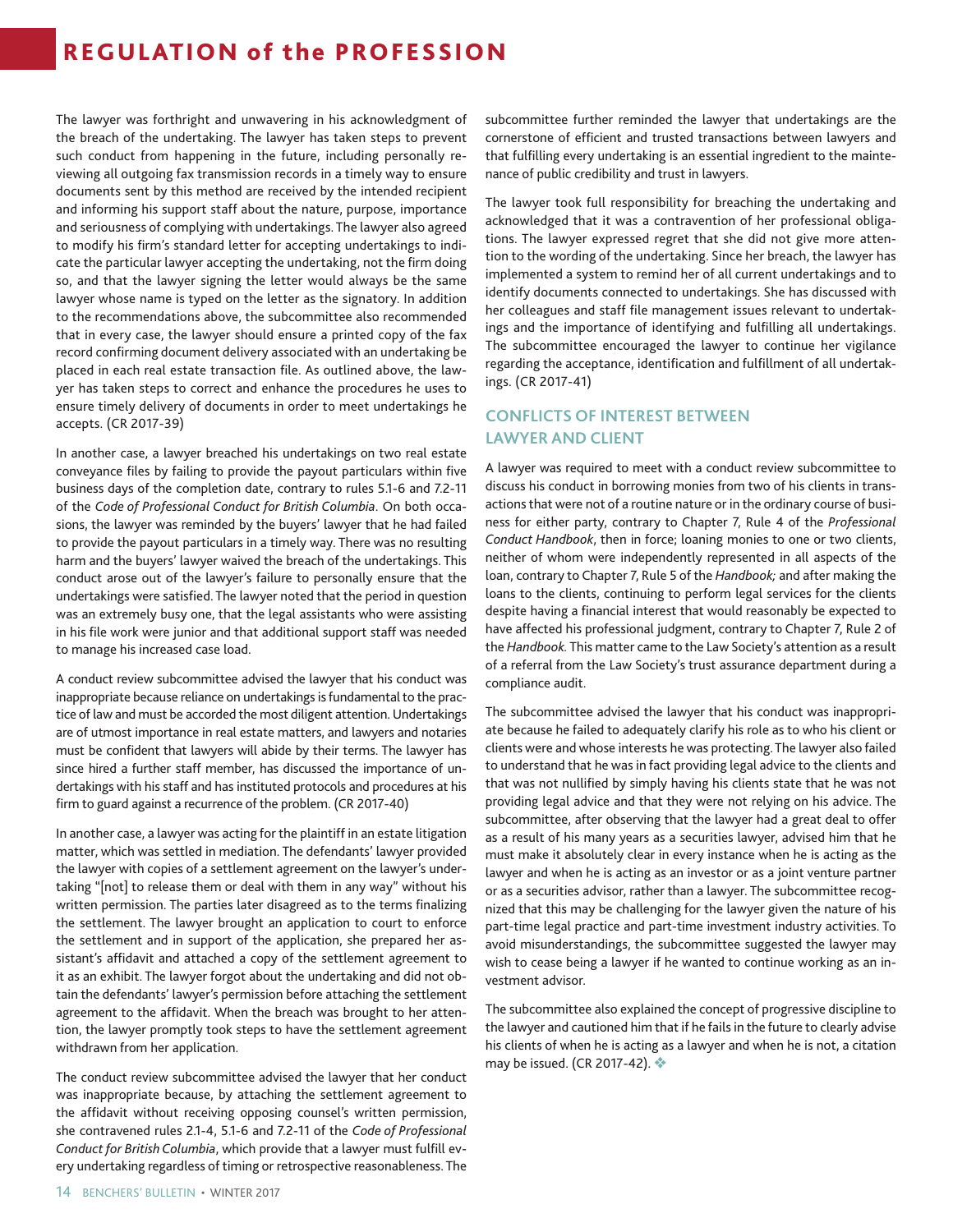The lawyer was forthright and unwavering in his acknowledgment of the breach of the undertaking. The lawyer has taken steps to prevent such conduct from happening in the future, including personally reviewing all outgoing fax transmission records in a timely way to ensure documents sent by this method are received by the intended recipient and informing his support staff about the nature, purpose, importance and seriousness of complying with undertakings. The lawyer also agreed to modify his firm's standard letter for accepting undertakings to indicate the particular lawyer accepting the undertaking, not the firm doing so, and that the lawyer signing the letter would always be the same lawyer whose name is typed on the letter as the signatory. In addition to the recommendations above, the subcommittee also recommended that in every case, the lawyer should ensure a printed copy of the fax record confirming document delivery associated with an undertaking be placed in each real estate transaction file. As outlined above, the lawyer has taken steps to correct and enhance the procedures he uses to ensure timely delivery of documents in order to meet undertakings he accepts. (CR 2017-39)

In another case, a lawyer breached his undertakings on two real estate conveyance files by failing to provide the payout particulars within five business days of the completion date, contrary to rules 5.1-6 and 7.2-11 of the *Code of Professional Conduct for British Columbia*. On both occasions, the lawyer was reminded by the buyers' lawyer that he had failed to provide the payout particulars in a timely way. There was no resulting harm and the buyers' lawyer waived the breach of the undertakings. This conduct arose out of the lawyer's failure to personally ensure that the undertakings were satisfied. The lawyer noted that the period in question was an extremely busy one, that the legal assistants who were assisting in his file work were junior and that additional support staff was needed to manage his increased case load.

A conduct review subcommittee advised the lawyer that his conduct was inappropriate because reliance on undertakings is fundamental to the practice of law and must be accorded the most diligent attention. Undertakings are of utmost importance in real estate matters, and lawyers and notaries must be confident that lawyers will abide by their terms. The lawyer has since hired a further staff member, has discussed the importance of undertakings with his staff and has instituted protocols and procedures at his firm to guard against a recurrence of the problem. (CR 2017-40)

In another case, a lawyer was acting for the plaintiff in an estate litigation matter, which was settled in mediation. The defendants' lawyer provided the lawyer with copies of a settlement agreement on the lawyer's undertaking "[not] to release them or deal with them in any way" without his written permission. The parties later disagreed as to the terms finalizing the settlement. The lawyer brought an application to court to enforce the settlement and in support of the application, she prepared her assistant's affidavit and attached a copy of the settlement agreement to it as an exhibit. The lawyer forgot about the undertaking and did not obtain the defendants' lawyer's permission before attaching the settlement agreement to the affidavit. When the breach was brought to her attention, the lawyer promptly took steps to have the settlement agreement withdrawn from her application.

The conduct review subcommittee advised the lawyer that her conduct was inappropriate because, by attaching the settlement agreement to the affidavit without receiving opposing counsel's written permission, she contravened rules 2.1-4, 5.1-6 and 7.2-11 of the *Code of Professional Conduct for British Columbia*, which provide that a lawyer must fulfill every undertaking regardless of timing or retrospective reasonableness. The subcommittee further reminded the lawyer that undertakings are the cornerstone of efficient and trusted transactions between lawyers and that fulfilling every undertaking is an essential ingredient to the maintenance of public credibility and trust in lawyers.

The lawyer took full responsibility for breaching the undertaking and acknowledged that it was a contravention of her professional obligations. The lawyer expressed regret that she did not give more attention to the wording of the undertaking. Since her breach, the lawyer has implemented a system to remind her of all current undertakings and to identify documents connected to undertakings. She has discussed with her colleagues and staff file management issues relevant to undertakings and the importance of identifying and fulfilling all undertakings. The subcommittee encouraged the lawyer to continue her vigilance regarding the acceptance, identification and fulfillment of all undertakings. (CR 2017-41)

## CONFLICTS OF INTEREST BETWEEN LAWYER AND CLIENT

A lawyer was required to meet with a conduct review subcommittee to discuss his conduct in borrowing monies from two of his clients in transactions that were not of a routine nature or in the ordinary course of business for either party, contrary to Chapter 7, Rule 4 of the *Professional Conduct Handbook*, then in force; loaning monies to one or two clients, neither of whom were independently represented in all aspects of the loan, contrary to Chapter 7, Rule 5 of the *Handbook;* and after making the loans to the clients, continuing to perform legal services for the clients despite having a financial interest that would reasonably be expected to have affected his professional judgment, contrary to Chapter 7, Rule 2 of the *Handbook*. This matter came to the Law Society's attention as a result of a referral from the Law Society's trust assurance department during a compliance audit.

The subcommittee advised the lawyer that his conduct was inappropriate because he failed to adequately clarify his role as to who his client or clients were and whose interests he was protecting. The lawyer also failed to understand that he was in fact providing legal advice to the clients and that was not nullified by simply having his clients state that he was not providing legal advice and that they were not relying on his advice. The subcommittee, after observing that the lawyer had a great deal to offer as a result of his many years as a securities lawyer, advised him that he must make it absolutely clear in every instance when he is acting as the lawyer and when he is acting as an investor or as a joint venture partner or as a securities advisor, rather than a lawyer. The subcommittee recognized that this may be challenging for the lawyer given the nature of his part-time legal practice and part-time investment industry activities. To avoid misunderstandings, the subcommittee suggested the lawyer may wish to cease being a lawyer if he wanted to continue working as an investment advisor.

The subcommittee also explained the concept of progressive discipline to the lawyer and cautioned him that if he fails in the future to clearly advise his clients of when he is acting as a lawyer and when he is not, a citation may be issued. (CR 2017-42). ❖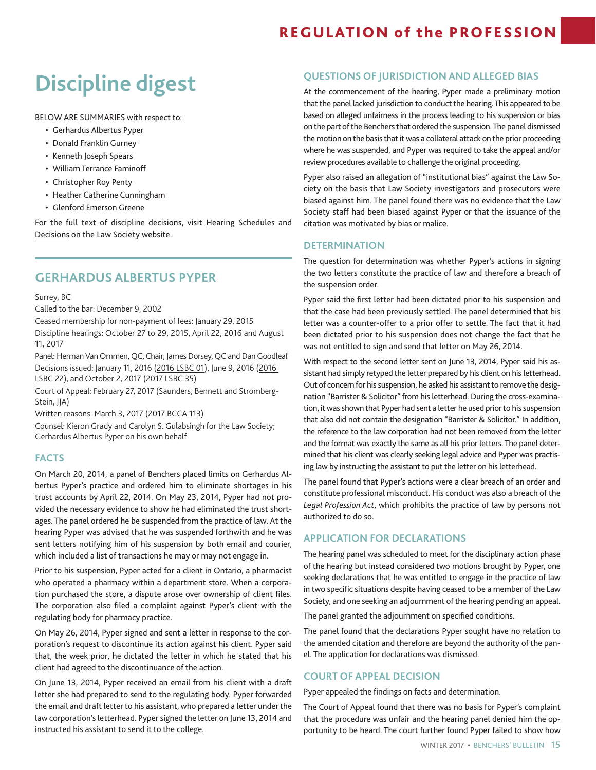# Discipline digest

BELOW ARE SUMMARIES with respect to:

- Gerhardus Albertus Pyper
- Donald Franklin Gurney
- Kenneth Joseph Spears
- William Terrance Faminoff
- Christopher Roy Penty
- Heather Catherine Cunningham
- Glenford Emerson Greene

For the full text of discipline decisions, visit Hearing Schedules and Decisions on the Law Society website.

## GERHARDUS ALBERTUS PYPER

Surrey, BC
Called to the bar: December 9, 2002
Ceased membership for non-payment of fees: January 29, 2015
Discipline hearings: October 27 to 29, 2015, April 22, 2016 and August 11, 2017
Panel: Herman Van Ommen, QC, Chair, James Dorsey, QC and Dan Goodleaf
Decisions issued: January 11, 2016 (2016 LSBC 01), June 9, 2016 (2016 LSBC 22), and October 2, 2017 (2017 LSBC 35)
Court of Appeal: February 27, 2017 (Saunders, Bennett and Stromberg-Stein, JJA)
Written reasons: March 3, 2017 (2017 BCCA 113)
Counsel: Kieron Grady and Carolyn S. Gulabsingh for the Law Society; Gerhardus Albertus Pyper on his own behalf

### FACTS

On March 20, 2014, a panel of Benchers placed limits on Gerhardus Albertus Pyper's practice and ordered him to eliminate shortages in his trust accounts by April 22, 2014. On May 23, 2014, Pyper had not provided the necessary evidence to show he had eliminated the trust shortages. The panel ordered he be suspended from the practice of law. At the hearing Pyper was advised that he was suspended forthwith and he was sent letters notifying him of his suspension by both email and courier, which included a list of transactions he may or may not engage in.

Prior to his suspension, Pyper acted for a client in Ontario, a pharmacist who operated a pharmacy within a department store. When a corporation purchased the store, a dispute arose over ownership of client files. The corporation also filed a complaint against Pyper's client with the regulating body for pharmacy practice.

On May 26, 2014, Pyper signed and sent a letter in response to the corporation's request to discontinue its action against his client. Pyper said that, the week prior, he dictated the letter in which he stated that his client had agreed to the discontinuance of the action.

On June 13, 2014, Pyper received an email from his client with a draft letter she had prepared to send to the regulating body. Pyper forwarded the email and draft letter to his assistant, who prepared a letter under the law corporation's letterhead. Pyper signed the letter on June 13, 2014 and instructed his assistant to send it to the college.

### QUESTIONS OF JURISDICTION AND ALLEGED BIAS

At the commencement of the hearing, Pyper made a preliminary motion that the panel lacked jurisdiction to conduct the hearing. This appeared to be based on alleged unfairness in the process leading to his suspension or bias on the part of the Benchers that ordered the suspension. The panel dismissed the motion on the basis that it was a collateral attack on the prior proceeding where he was suspended, and Pyper was required to take the appeal and/or review procedures available to challenge the original proceeding.

Pyper also raised an allegation of "institutional bias" against the Law Society on the basis that Law Society investigators and prosecutors were biased against him. The panel found there was no evidence that the Law Society staff had been biased against Pyper or that the issuance of the citation was motivated by bias or malice.

### DETERMINATION

The question for determination was whether Pyper's actions in signing the two letters constitute the practice of law and therefore a breach of the suspension order.

Pyper said the first letter had been dictated prior to his suspension and that the case had been previously settled. The panel determined that his letter was a counter-offer to a prior offer to settle. The fact that it had been dictated prior to his suspension does not change the fact that he was not entitled to sign and send that letter on May 26, 2014.

With respect to the second letter sent on June 13, 2014, Pyper said his assistant had simply retyped the letter prepared by his client on his letterhead. Out of concern for his suspension, he asked his assistant to remove the designation "Barrister & Solicitor" from his letterhead. During the cross-examination, it was shown that Pyper had sent a letter he used prior to his suspension that also did not contain the designation "Barrister & Solicitor." In addition, the reference to the law corporation had not been removed from the letter and the format was exactly the same as all his prior letters. The panel determined that his client was clearly seeking legal advice and Pyper was practising law by instructing the assistant to put the letter on his letterhead.

The panel found that Pyper's actions were a clear breach of an order and constitute professional misconduct. His conduct was also a breach of the *Legal Profession Act*, which prohibits the practice of law by persons not authorized to do so.

### APPLICATION FOR DECLARATIONS

The hearing panel was scheduled to meet for the disciplinary action phase of the hearing but instead considered two motions brought by Pyper, one seeking declarations that he was entitled to engage in the practice of law in two specific situations despite having ceased to be a member of the Law Society, and one seeking an adjournment of the hearing pending an appeal.

The panel granted the adjournment on specified conditions.

The panel found that the declarations Pyper sought have no relation to the amended citation and therefore are beyond the authority of the panel. The application for declarations was dismissed.

### COURT OF APPEAL DECISION

Pyper appealed the findings on facts and determination.

The Court of Appeal found that there was no basis for Pyper's complaint that the procedure was unfair and the hearing panel denied him the opportunity to be heard. The court further found Pyper failed to show how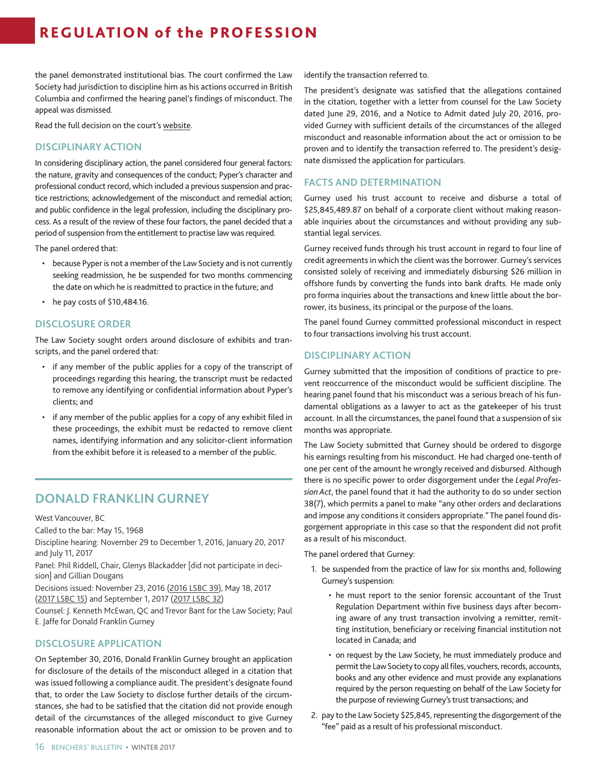the panel demonstrated institutional bias. The court confirmed the Law Society had jurisdiction to discipline him as his actions occurred in British Columbia and confirmed the hearing panel's findings of misconduct. The appeal was dismissed.

Read the full decision on the court's website.

### DISCIPLINARY ACTION

In considering disciplinary action, the panel considered four general factors: the nature, gravity and consequences of the conduct; Pyper's character and professional conduct record, which included a previous suspension and practice restrictions; acknowledgement of the misconduct and remedial action; and public confidence in the legal profession, including the disciplinary process. As a result of the review of these four factors, the panel decided that a period of suspension from the entitlement to practise law was required.

The panel ordered that:

- because Pyper is not a member of the Law Society and is not currently seeking readmission, he be suspended for two months commencing the date on which he is readmitted to practice in the future; and
- he pay costs of $10,484.16.

### DISCLOSURE ORDER

The Law Society sought orders around disclosure of exhibits and transcripts, and the panel ordered that:

- if any member of the public applies for a copy of the transcript of proceedings regarding this hearing, the transcript must be redacted to remove any identifying or confidential information about Pyper's clients; and
- if any member of the public applies for a copy of any exhibit filed in these proceedings, the exhibit must be redacted to remove client names, identifying information and any solicitor-client information from the exhibit before it is released to a member of the public.

## DONALD FRANKLIN GURNEY

West Vancouver, BC

Called to the bar: May 15, 1968

Discipline hearing: November 29 to December 1, 2016, January 20, 2017 and July 11, 2017

Panel: Phil Riddell, Chair, Glenys Blackadder [did not participate in decision] and Gillian Dougans

Decisions issued: November 23, 2016 (2016 LSBC 39), May 18, 2017 (2017 LSBC 15) and September 1, 2017 (2017 LSBC 32)

Counsel: J. Kenneth McEwan, QC and Trevor Bant for the Law Society; Paul E. Jaffe for Donald Franklin Gurney

### DISCLOSURE APPLICATION

On September 30, 2016, Donald Franklin Gurney brought an application for disclosure of the details of the misconduct alleged in a citation that was issued following a compliance audit. The president's designate found that, to order the Law Society to disclose further details of the circumstances, she had to be satisfied that the citation did not provide enough detail of the circumstances of the alleged misconduct to give Gurney reasonable information about the act or omission to be proven and to identify the transaction referred to.

The president's designate was satisfied that the allegations contained in the citation, together with a letter from counsel for the Law Society dated June 29, 2016, and a Notice to Admit dated July 20, 2016, provided Gurney with sufficient details of the circumstances of the alleged misconduct and reasonable information about the act or omission to be proven and to identify the transaction referred to. The president's designate dismissed the application for particulars.

### FACTS AND DETERMINATION

Gurney used his trust account to receive and disburse a total of $25,845,489.87 on behalf of a corporate client without making reasonable inquiries about the circumstances and without providing any substantial legal services.

Gurney received funds through his trust account in regard to four line of credit agreements in which the client was the borrower. Gurney's services consisted solely of receiving and immediately disbursing $26 million in offshore funds by converting the funds into bank drafts. He made only pro forma inquiries about the transactions and knew little about the borrower, its business, its principal or the purpose of the loans.

The panel found Gurney committed professional misconduct in respect to four transactions involving his trust account.

### DISCIPLINARY ACTION

Gurney submitted that the imposition of conditions of practice to prevent reoccurrence of the misconduct would be sufficient discipline. The hearing panel found that his misconduct was a serious breach of his fundamental obligations as a lawyer to act as the gatekeeper of his trust account. In all the circumstances, the panel found that a suspension of six months was appropriate.

The Law Society submitted that Gurney should be ordered to disgorge his earnings resulting from his misconduct. He had charged one-tenth of one per cent of the amount he wrongly received and disbursed. Although there is no specific power to order disgorgement under the *Legal Profession Act*, the panel found that it had the authority to do so under section 38(7), which permits a panel to make "any other orders and declarations and impose any conditions it considers appropriate." The panel found disgorgement appropriate in this case so that the respondent did not profit as a result of his misconduct.

The panel ordered that Gurney:

1. be suspended from the practice of law for six months and, following Gurney's suspension:
   - he must report to the senior forensic accountant of the Trust Regulation Department within five business days after becoming aware of any trust transaction involving a remitter, remitting institution, beneficiary or receiving financial institution not located in Canada; and
   - on request by the Law Society, he must immediately produce and permit the Law Society to copy all files, vouchers, records, accounts, books and any other evidence and must provide any explanations required by the person requesting on behalf of the Law Society for the purpose of reviewing Gurney's trust transactions; and
2. pay to the Law Society $25,845, representing the disgorgement of the "fee" paid as a result of his professional misconduct.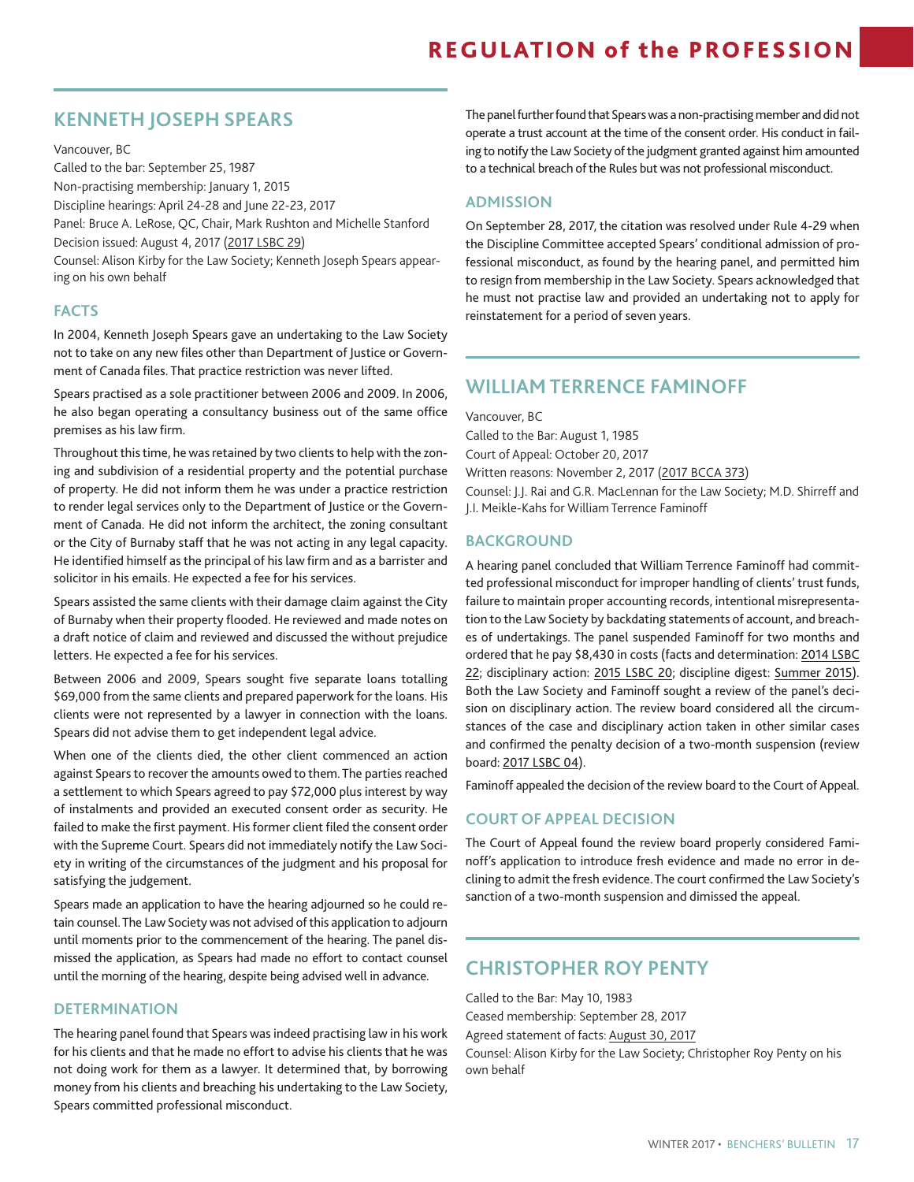## KENNETH JOSEPH SPEARS

Vancouver, BC
Called to the bar: September 25, 1987
Non-practising membership: January 1, 2015
Discipline hearings: April 24-28 and June 22-23, 2017
Panel: Bruce A. LeRose, QC, Chair, Mark Rushton and Michelle Stanford
Decision issued: August 4, 2017 (2017 LSBC 29)
Counsel: Alison Kirby for the Law Society; Kenneth Joseph Spears appearing on his own behalf

### FACTS

In 2004, Kenneth Joseph Spears gave an undertaking to the Law Society not to take on any new files other than Department of Justice or Government of Canada files. That practice restriction was never lifted.

Spears practised as a sole practitioner between 2006 and 2009. In 2006, he also began operating a consultancy business out of the same office premises as his law firm.

Throughout this time, he was retained by two clients to help with the zoning and subdivision of a residential property and the potential purchase of property. He did not inform them he was under a practice restriction to render legal services only to the Department of Justice or the Government of Canada. He did not inform the architect, the zoning consultant or the City of Burnaby staff that he was not acting in any legal capacity. He identified himself as the principal of his law firm and as a barrister and solicitor in his emails. He expected a fee for his services.

Spears assisted the same clients with their damage claim against the City of Burnaby when their property flooded. He reviewed and made notes on a draft notice of claim and reviewed and discussed the without prejudice letters. He expected a fee for his services.

Between 2006 and 2009, Spears sought five separate loans totalling $69,000 from the same clients and prepared paperwork for the loans. His clients were not represented by a lawyer in connection with the loans. Spears did not advise them to get independent legal advice.

When one of the clients died, the other client commenced an action against Spears to recover the amounts owed to them. The parties reached a settlement to which Spears agreed to pay $72,000 plus interest by way of instalments and provided an executed consent order as security. He failed to make the first payment. His former client filed the consent order with the Supreme Court. Spears did not immediately notify the Law Society in writing of the circumstances of the judgment and his proposal for satisfying the judgement.

Spears made an application to have the hearing adjourned so he could retain counsel. The Law Society was not advised of this application to adjourn until moments prior to the commencement of the hearing. The panel dismissed the application, as Spears had made no effort to contact counsel until the morning of the hearing, despite being advised well in advance.

### DETERMINATION

The hearing panel found that Spears was indeed practising law in his work for his clients and that he made no effort to advise his clients that he was not doing work for them as a lawyer. It determined that, by borrowing money from his clients and breaching his undertaking to the Law Society, Spears committed professional misconduct.

The panel further found that Spears was a non-practising member and did not operate a trust account at the time of the consent order. His conduct in failing to notify the Law Society of the judgment granted against him amounted to a technical breach of the Rules but was not professional misconduct.

### ADMISSION

On September 28, 2017, the citation was resolved under Rule 4-29 when the Discipline Committee accepted Spears' conditional admission of professional misconduct, as found by the hearing panel, and permitted him to resign from membership in the Law Society. Spears acknowledged that he must not practise law and provided an undertaking not to apply for reinstatement for a period of seven years.

## WILLIAM TERRENCE FAMINOFF

Vancouver, BC
Called to the Bar: August 1, 1985
Court of Appeal: October 20, 2017
Written reasons: November 2, 2017 (2017 BCCA 373)
Counsel: J.J. Rai and G.R. MacLennan for the Law Society; M.D. Shirreff and J.I. Meikle-Kahs for William Terrence Faminoff

### BACKGROUND

A hearing panel concluded that William Terrence Faminoff had committed professional misconduct for improper handling of clients' trust funds, failure to maintain proper accounting records, intentional misrepresentation to the Law Society by backdating statements of account, and breaches of undertakings. The panel suspended Faminoff for two months and ordered that he pay $8,430 in costs (facts and determination: 2014 LSBC 22; disciplinary action: 2015 LSBC 20; discipline digest: Summer 2015). Both the Law Society and Faminoff sought a review of the panel's decision on disciplinary action. The review board considered all the circumstances of the case and disciplinary action taken in other similar cases and confirmed the penalty decision of a two-month suspension (review board: 2017 LSBC 04).

Faminoff appealed the decision of the review board to the Court of Appeal.

### COURT OF APPEAL DECISION

The Court of Appeal found the review board properly considered Faminoff's application to introduce fresh evidence and made no error in declining to admit the fresh evidence. The court confirmed the Law Society's sanction of a two-month suspension and dimissed the appeal.

## CHRISTOPHER ROY PENTY

Called to the Bar: May 10, 1983
Ceased membership: September 28, 2017
Agreed statement of facts: August 30, 2017
Counsel: Alison Kirby for the Law Society; Christopher Roy Penty on his own behalf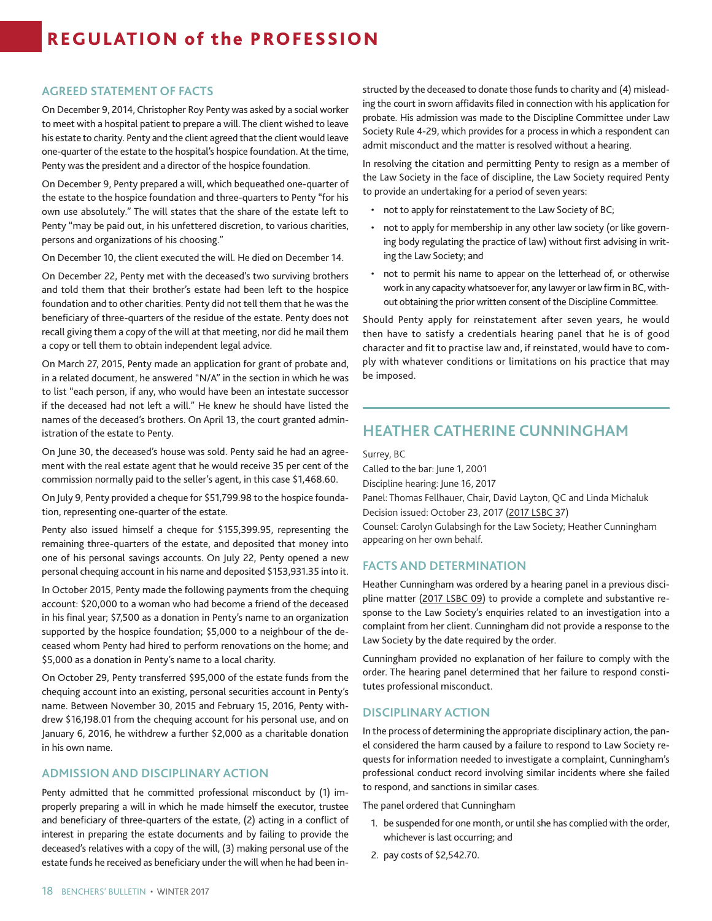## AGREED STATEMENT OF FACTS

On December 9, 2014, Christopher Roy Penty was asked by a social worker to meet with a hospital patient to prepare a will. The client wished to leave his estate to charity. Penty and the client agreed that the client would leave one-quarter of the estate to the hospital's hospice foundation. At the time, Penty was the president and a director of the hospice foundation.

On December 9, Penty prepared a will, which bequeathed one-quarter of the estate to the hospice foundation and three-quarters to Penty "for his own use absolutely." The will states that the share of the estate left to Penty "may be paid out, in his unfettered discretion, to various charities, persons and organizations of his choosing."

On December 10, the client executed the will. He died on December 14.

On December 22, Penty met with the deceased's two surviving brothers and told them that their brother's estate had been left to the hospice foundation and to other charities. Penty did not tell them that he was the beneficiary of three-quarters of the residue of the estate. Penty does not recall giving them a copy of the will at that meeting, nor did he mail them a copy or tell them to obtain independent legal advice.

On March 27, 2015, Penty made an application for grant of probate and, in a related document, he answered "N/A" in the section in which he was to list "each person, if any, who would have been an intestate successor if the deceased had not left a will." He knew he should have listed the names of the deceased's brothers. On April 13, the court granted administration of the estate to Penty.

On June 30, the deceased's house was sold. Penty said he had an agreement with the real estate agent that he would receive 35 per cent of the commission normally paid to the seller's agent, in this case $1,468.60.

On July 9, Penty provided a cheque for $51,799.98 to the hospice foundation, representing one-quarter of the estate.

Penty also issued himself a cheque for $155,399.95, representing the remaining three-quarters of the estate, and deposited that money into one of his personal savings accounts. On July 22, Penty opened a new personal chequing account in his name and deposited $153,931.35 into it.

In October 2015, Penty made the following payments from the chequing account: $20,000 to a woman who had become a friend of the deceased in his final year; $7,500 as a donation in Penty's name to an organization supported by the hospice foundation; $5,000 to a neighbour of the deceased whom Penty had hired to perform renovations on the home; and $5,000 as a donation in Penty's name to a local charity.

On October 29, Penty transferred $95,000 of the estate funds from the chequing account into an existing, personal securities account in Penty's name. Between November 30, 2015 and February 15, 2016, Penty withdrew $16,198.01 from the chequing account for his personal use, and on January 6, 2016, he withdrew a further $2,000 as a charitable donation in his own name.

## ADMISSION AND DISCIPLINARY ACTION

Penty admitted that he committed professional misconduct by (1) improperly preparing a will in which he made himself the executor, trustee and beneficiary of three-quarters of the estate, (2) acting in a conflict of interest in preparing the estate documents and by failing to provide the deceased's relatives with a copy of the will, (3) making personal use of the estate funds he received as beneficiary under the will when he had been instructed by the deceased to donate those funds to charity and (4) misleading the court in sworn affidavits filed in connection with his application for probate. His admission was made to the Discipline Committee under Law Society Rule 4-29, which provides for a process in which a respondent can admit misconduct and the matter is resolved without a hearing.

In resolving the citation and permitting Penty to resign as a member of the Law Society in the face of discipline, the Law Society required Penty to provide an undertaking for a period of seven years:

- not to apply for reinstatement to the Law Society of BC;
- not to apply for membership in any other law society (or like governing body regulating the practice of law) without first advising in writing the Law Society; and
- not to permit his name to appear on the letterhead of, or otherwise work in any capacity whatsoever for, any lawyer or law firm in BC, without obtaining the prior written consent of the Discipline Committee.

Should Penty apply for reinstatement after seven years, he would then have to satisfy a credentials hearing panel that he is of good character and fit to practise law and, if reinstated, would have to comply with whatever conditions or limitations on his practice that may be imposed.

# HEATHER CATHERINE CUNNINGHAM

Surrey, BC
Called to the bar: June 1, 2001
Discipline hearing: June 16, 2017
Panel: Thomas Fellhauer, Chair, David Layton, QC and Linda Michaluk
Decision issued: October 23, 2017 (2017 LSBC 37)
Counsel: Carolyn Gulabsingh for the Law Society; Heather Cunningham appearing on her own behalf.

## FACTS AND DETERMINATION

Heather Cunningham was ordered by a hearing panel in a previous discipline matter (2017 LSBC 09) to provide a complete and substantive response to the Law Society's enquiries related to an investigation into a complaint from her client. Cunningham did not provide a response to the Law Society by the date required by the order.

Cunningham provided no explanation of her failure to comply with the order. The hearing panel determined that her failure to respond constitutes professional misconduct.

## DISCIPLINARY ACTION

In the process of determining the appropriate disciplinary action, the panel considered the harm caused by a failure to respond to Law Society requests for information needed to investigate a complaint, Cunningham's professional conduct record involving similar incidents where she failed to respond, and sanctions in similar cases.

The panel ordered that Cunningham

1. be suspended for one month, or until she has complied with the order, whichever is last occurring; and
2. pay costs of $2,542.70.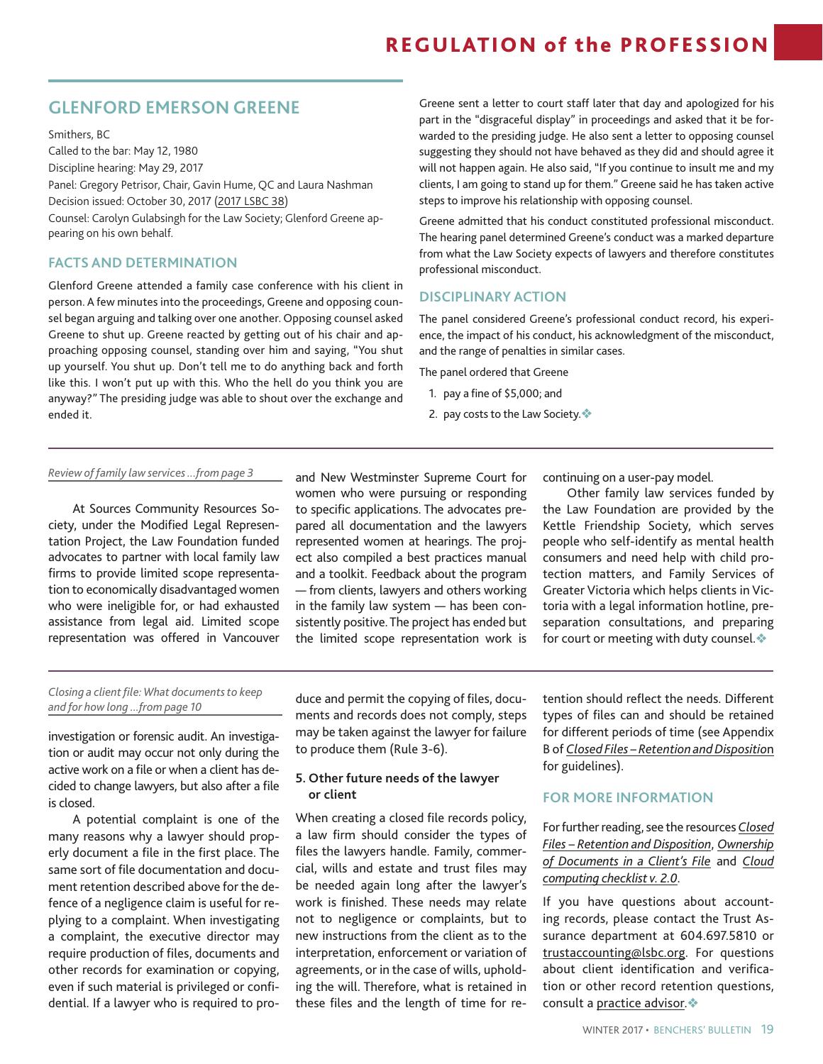## GLENFORD EMERSON GREENE

Smithers, BC
Called to the bar: May 12, 1980
Discipline hearing: May 29, 2017
Panel: Gregory Petrisor, Chair, Gavin Hume, QC and Laura Nashman
Decision issued: October 30, 2017 (2017 LSBC 38)
Counsel: Carolyn Gulabsingh for the Law Society; Glenford Greene appearing on his own behalf.

### FACTS AND DETERMINATION

Glenford Greene attended a family case conference with his client in person. A few minutes into the proceedings, Greene and opposing counsel began arguing and talking over one another. Opposing counsel asked Greene to shut up. Greene reacted by getting out of his chair and approaching opposing counsel, standing over him and saying, "You shut up yourself. You shut up. Don't tell me to do anything back and forth like this. I won't put up with this. Who the hell do you think you are anyway?" The presiding judge was able to shout over the exchange and ended it.

Greene sent a letter to court staff later that day and apologized for his part in the "disgraceful display" in proceedings and asked that it be forwarded to the presiding judge. He also sent a letter to opposing counsel suggesting they should not have behaved as they did and should agree it will not happen again. He also said, "If you continue to insult me and my clients, I am going to stand up for them." Greene said he has taken active steps to improve his relationship with opposing counsel.

Greene admitted that his conduct constituted professional misconduct. The hearing panel determined Greene's conduct was a marked departure from what the Law Society expects of lawyers and therefore constitutes professional misconduct.

### DISCIPLINARY ACTION

The panel considered Greene's professional conduct record, his experience, the impact of his conduct, his acknowledgment of the misconduct, and the range of penalties in similar cases.

The panel ordered that Greene

1. pay a fine of $5,000; and
2. pay costs to the Law Society.❖

---

*Review of family law services …from page 3*

At Sources Community Resources Society, under the Modified Legal Representation Project, the Law Foundation funded advocates to partner with local family law firms to provide limited scope representation to economically disadvantaged women who were ineligible for, or had exhausted assistance from legal aid. Limited scope representation was offered in Vancouver and New Westminster Supreme Court for women who were pursuing or responding to specific applications. The advocates prepared all documentation and the lawyers represented women at hearings. The project also compiled a best practices manual and a toolkit. Feedback about the program — from clients, lawyers and others working in the family law system — has been consistently positive. The project has ended but the limited scope representation work is continuing on a user-pay model.

Other family law services funded by the Law Foundation are provided by the Kettle Friendship Society, which serves people who self-identify as mental health consumers and need help with child protection matters, and Family Services of Greater Victoria which helps clients in Victoria with a legal information hotline, pre-separation consultations, and preparing for court or meeting with duty counsel.❖

---

*Closing a client file: What documents to keep and for how long …from page 10*

investigation or forensic audit. An investigation or audit may occur not only during the active work on a file or when a client has decided to change lawyers, but also after a file is closed.

A potential complaint is one of the many reasons why a lawyer should properly document a file in the first place. The same sort of file documentation and document retention described above for the defence of a negligence claim is useful for replying to a complaint. When investigating a complaint, the executive director may require production of files, documents and other records for examination or copying, even if such material is privileged or confidential. If a lawyer who is required to produce and permit the copying of files, documents and records does not comply, steps may be taken against the lawyer for failure to produce them (Rule 3-6).

**5. Other future needs of the lawyer or client**

When creating a closed file records policy, a law firm should consider the types of files the lawyers handle. Family, commercial, wills and estate and trust files may be needed again long after the lawyer's work is finished. These needs may relate not to negligence or complaints, but to new instructions from the client as to the interpretation, enforcement or variation of agreements, or in the case of wills, upholding the will. Therefore, what is retained in these files and the length of time for retention should reflect the needs. Different types of files can and should be retained for different periods of time (see Appendix B of *Closed Files – Retention and Disposition* for guidelines).

### FOR MORE INFORMATION

For further reading, see the resources *Closed Files – Retention and Disposition*, *Ownership of Documents in a Client's File* and *Cloud computing checklist v. 2.0*.

If you have questions about accounting records, please contact the Trust Assurance department at 604.697.5810 or trustaccounting@lsbc.org. For questions about client identification and verification or other record retention questions, consult a practice advisor.❖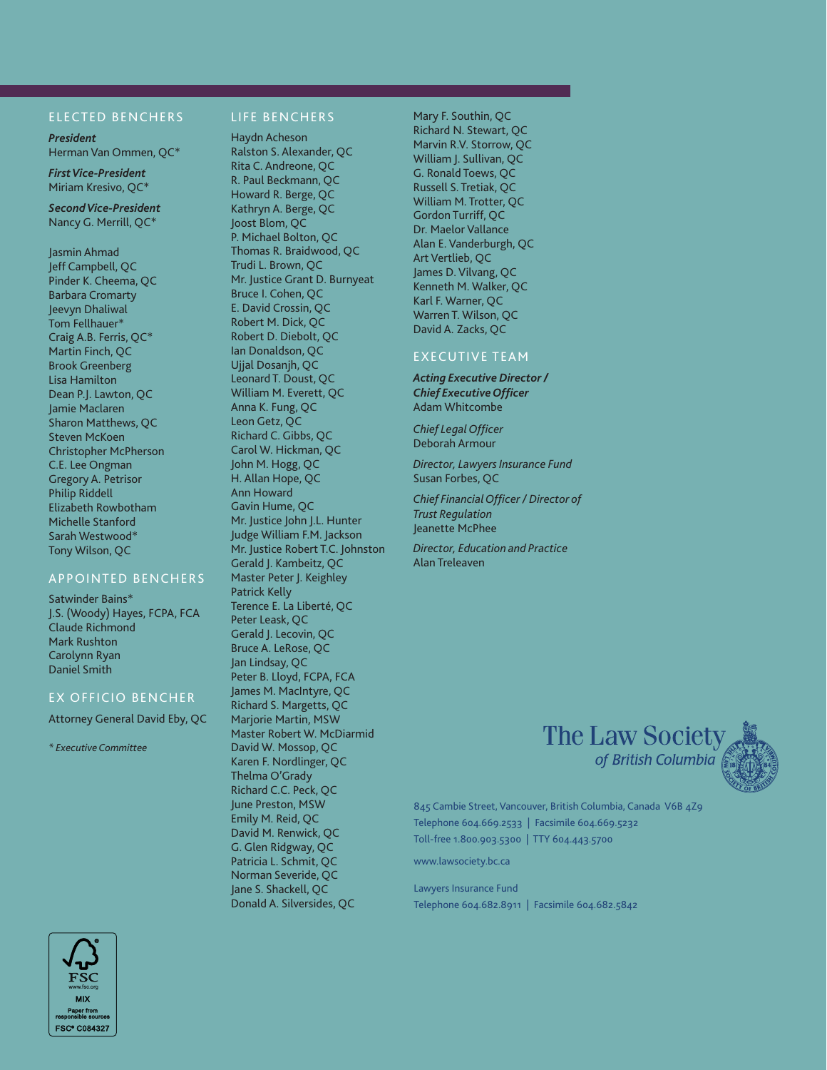## ELECTED BENCHERS

***President***
Herman Van Ommen, QC*

***First Vice-President***
Miriam Kresivo, QC*

***Second Vice-President***
Nancy G. Merrill, QC*

Jasmin Ahmad
Jeff Campbell, QC
Pinder K. Cheema, QC
Barbara Cromarty
Jeevyn Dhaliwal
Tom Fellhauer*
Craig A.B. Ferris, QC*
Martin Finch, QC
Brook Greenberg
Lisa Hamilton
Dean P.J. Lawton, QC
Jamie Maclaren
Sharon Matthews, QC
Steven McKoen
Christopher McPherson
C.E. Lee Ongman
Gregory A. Petrisor
Philip Riddell
Elizabeth Rowbotham
Michelle Stanford
Sarah Westwood*
Tony Wilson, QC

## APPOINTED BENCHERS

Satwinder Bains*
J.S. (Woody) Hayes, FCPA, FCA
Claude Richmond
Mark Rushton
Carolynn Ryan
Daniel Smith

## EX OFFICIO BENCHER

Attorney General David Eby, QC

*\* Executive Committee*

## LIFE BENCHERS

Haydn Acheson
Ralston S. Alexander, QC
Rita C. Andreone, QC
R. Paul Beckmann, QC
Howard R. Berge, QC
Kathryn A. Berge, QC
Joost Blom, QC
P. Michael Bolton, QC
Thomas R. Braidwood, QC
Trudi L. Brown, QC
Mr. Justice Grant D. Burnyeat
Bruce I. Cohen, QC
E. David Crossin, QC
Robert M. Dick, QC
Robert D. Diebolt, QC
Ian Donaldson, QC
Ujjal Dosanjh, QC
Leonard T. Doust, QC
William M. Everett, QC
Anna K. Fung, QC
Leon Getz, QC
Richard C. Gibbs, QC
Carol W. Hickman, QC
John M. Hogg, QC
H. Allan Hope, QC
Ann Howard
Gavin Hume, QC
Mr. Justice John J.L. Hunter
Judge William F.M. Jackson
Mr. Justice Robert T.C. Johnston
Gerald J. Kambeitz, QC
Master Peter J. Keighley
Patrick Kelly
Terence E. La Liberté, QC
Peter Leask, QC
Gerald J. Lecovin, QC
Bruce A. LeRose, QC
Jan Lindsay, QC
Peter B. Lloyd, FCPA, FCA
James M. MacIntyre, QC
Richard S. Margetts, QC
Marjorie Martin, MSW
Master Robert W. McDiarmid
David W. Mossop, QC
Karen F. Nordlinger, QC
Thelma O'Grady
Richard C.C. Peck, QC
June Preston, MSW
Emily M. Reid, QC
David M. Renwick, QC
G. Glen Ridgway, QC
Patricia L. Schmit, QC
Norman Severide, QC
Jane S. Shackell, QC
Donald A. Silversides, QC
Mary F. Southin, QC
Richard N. Stewart, QC
Marvin R.V. Storrow, QC
William J. Sullivan, QC
G. Ronald Toews, QC
Russell S. Tretiak, QC
William M. Trotter, QC
Gordon Turriff, QC
Dr. Maelor Vallance
Alan E. Vanderburgh, QC
Art Vertlieb, QC
James D. Vilvang, QC
Kenneth M. Walker, QC
Karl F. Warner, QC
Warren T. Wilson, QC
David A. Zacks, QC

## EXECUTIVE TEAM

***Acting Executive Director / Chief Executive Officer***
Adam Whitcombe

*Chief Legal Officer*
Deborah Armour

*Director, Lawyers Insurance Fund*
Susan Forbes, QC

*Chief Financial Officer / Director of Trust Regulation*
Jeanette McPhee

*Director, Education and Practice*
Alan Treleaven

The Law Society of British Columbia

845 Cambie Street, Vancouver, British Columbia, Canada V6B 4Z9
Telephone 604.669.2533 | Facsimile 604.669.5232
Toll-free 1.800.903.5300 | TTY 604.443.5700

www.lawsociety.bc.ca

Lawyers Insurance Fund
Telephone 604.682.8911 | Facsimile 604.682.5842

FSC
www.fsc.org
MIX
Paper from responsible sources
FSC® C084327